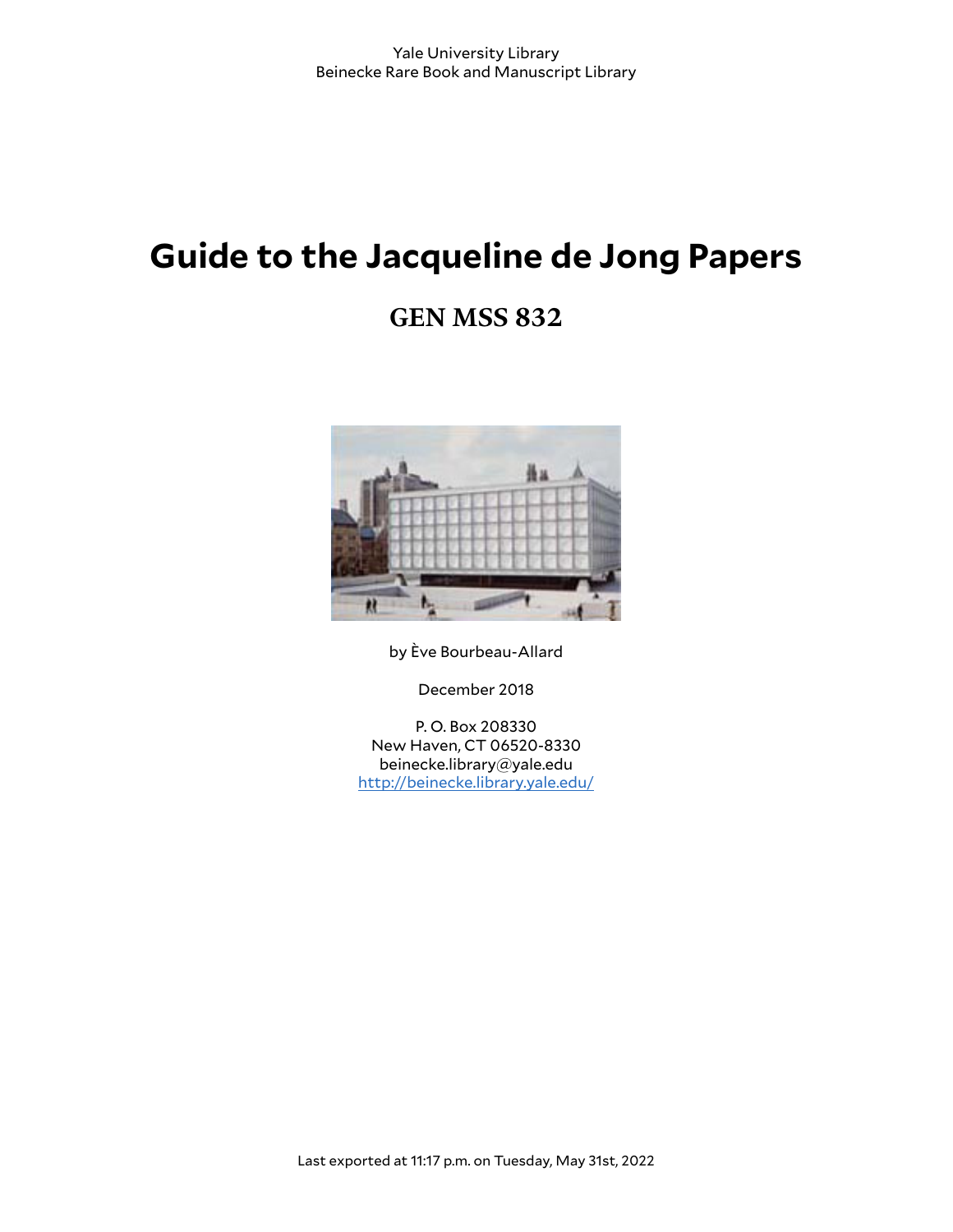Yale University Library
Beinecke Rare Book and Manuscript Library

# Guide to the Jacqueline de Jong Papers

## GEN MSS 832

by Ève Bourbeau-Allard

December 2018

P. O. Box 208330
New Haven, CT 06520-8330
beinecke.library@yale.edu
http://beinecke.library.yale.edu/

Last exported at 11:17 p.m. on Tuesday, May 31st, 2022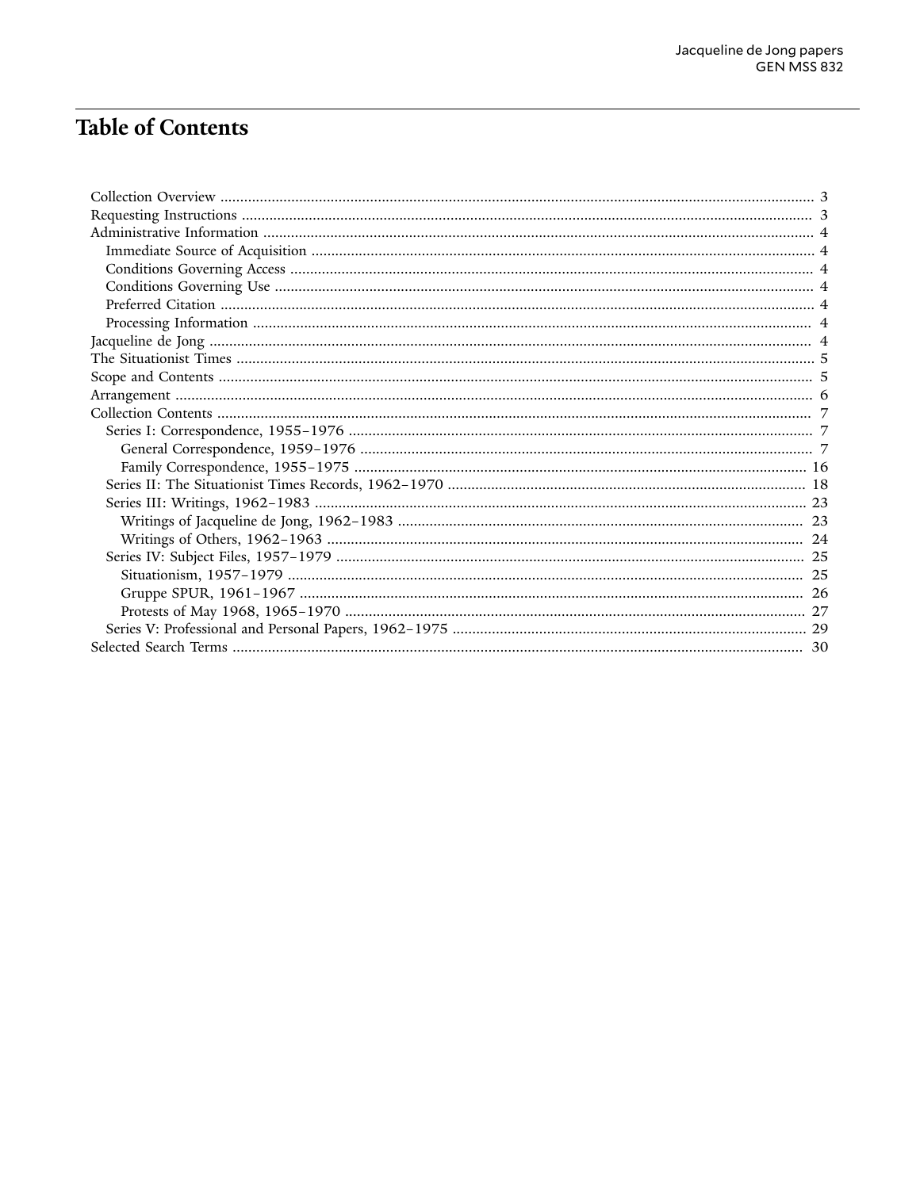# Table of Contents

- Collection Overview ..... 3
- Requesting Instructions ..... 3
- Administrative Information ..... 4
  - Immediate Source of Acquisition ..... 4
  - Conditions Governing Access ..... 4
  - Conditions Governing Use ..... 4
  - Preferred Citation ..... 4
  - Processing Information ..... 4
- Jacqueline de Jong ..... 4
- The Situationist Times ..... 5
- Scope and Contents ..... 5
- Arrangement ..... 6
- Collection Contents ..... 7
  - Series I: Correspondence, 1955–1976 ..... 7
    - General Correspondence, 1959–1976 ..... 7
    - Family Correspondence, 1955–1975 ..... 16
  - Series II: The Situationist Times Records, 1962–1970 ..... 18
  - Series III: Writings, 1962–1983 ..... 23
    - Writings of Jacqueline de Jong, 1962–1983 ..... 23
    - Writings of Others, 1962–1963 ..... 24
  - Series IV: Subject Files, 1957–1979 ..... 25
    - Situationism, 1957–1979 ..... 25
    - Gruppe SPUR, 1961–1967 ..... 26
    - Protests of May 1968, 1965–1970 ..... 27
  - Series V: Professional and Personal Papers, 1962–1975 ..... 29
- Selected Search Terms ..... 30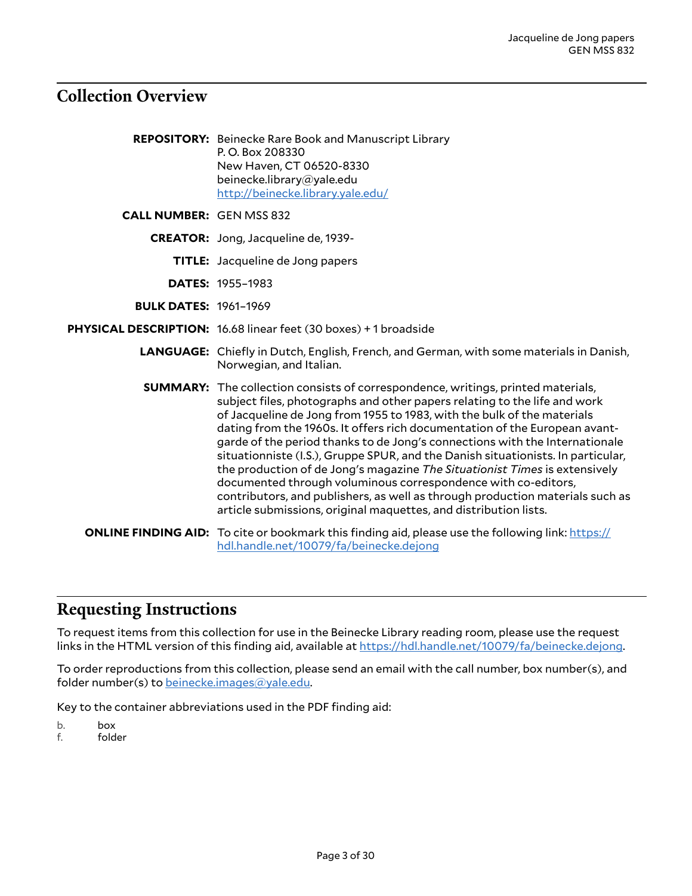## Collection Overview

**REPOSITORY:** Beinecke Rare Book and Manuscript Library
P. O. Box 208330
New Haven, CT 06520-8330
beinecke.library@yale.edu
http://beinecke.library.yale.edu/

**CALL NUMBER:** GEN MSS 832

**CREATOR:** Jong, Jacqueline de, 1939-

**TITLE:** Jacqueline de Jong papers

**DATES:** 1955–1983

**BULK DATES:** 1961–1969

**PHYSICAL DESCRIPTION:** 16.68 linear feet (30 boxes) + 1 broadside

**LANGUAGE:** Chiefly in Dutch, English, French, and German, with some materials in Danish, Norwegian, and Italian.

**SUMMARY:** The collection consists of correspondence, writings, printed materials, subject files, photographs and other papers relating to the life and work of Jacqueline de Jong from 1955 to 1983, with the bulk of the materials dating from the 1960s. It offers rich documentation of the European avant-garde of the period thanks to de Jong's connections with the Internationale situationniste (I.S.), Gruppe SPUR, and the Danish situationists. In particular, the production of de Jong's magazine *The Situationist Times* is extensively documented through voluminous correspondence with co-editors, contributors, and publishers, as well as through production materials such as article submissions, original maquettes, and distribution lists.

**ONLINE FINDING AID:** To cite or bookmark this finding aid, please use the following link: https://hdl.handle.net/10079/fa/beinecke.dejong

## Requesting Instructions

To request items from this collection for use in the Beinecke Library reading room, please use the request links in the HTML version of this finding aid, available at https://hdl.handle.net/10079/fa/beinecke.dejong.

To order reproductions from this collection, please send an email with the call number, box number(s), and folder number(s) to beinecke.images@yale.edu.

Key to the container abbreviations used in the PDF finding aid:

b. box
f. folder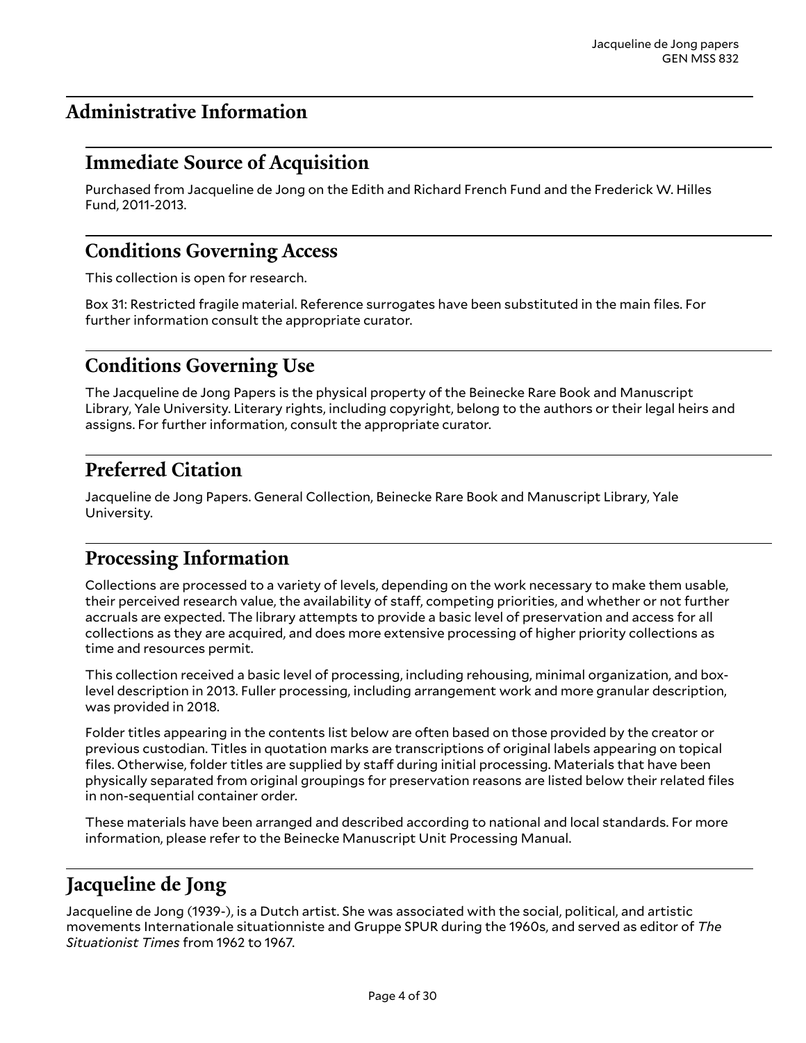## Administrative Information

### Immediate Source of Acquisition

Purchased from Jacqueline de Jong on the Edith and Richard French Fund and the Frederick W. Hilles Fund, 2011-2013.

### Conditions Governing Access

This collection is open for research.

Box 31: Restricted fragile material. Reference surrogates have been substituted in the main files. For further information consult the appropriate curator.

### Conditions Governing Use

The Jacqueline de Jong Papers is the physical property of the Beinecke Rare Book and Manuscript Library, Yale University. Literary rights, including copyright, belong to the authors or their legal heirs and assigns. For further information, consult the appropriate curator.

### Preferred Citation

Jacqueline de Jong Papers. General Collection, Beinecke Rare Book and Manuscript Library, Yale University.

### Processing Information

Collections are processed to a variety of levels, depending on the work necessary to make them usable, their perceived research value, the availability of staff, competing priorities, and whether or not further accruals are expected. The library attempts to provide a basic level of preservation and access for all collections as they are acquired, and does more extensive processing of higher priority collections as time and resources permit.

This collection received a basic level of processing, including rehousing, minimal organization, and box-level description in 2013. Fuller processing, including arrangement work and more granular description, was provided in 2018.

Folder titles appearing in the contents list below are often based on those provided by the creator or previous custodian. Titles in quotation marks are transcriptions of original labels appearing on topical files. Otherwise, folder titles are supplied by staff during initial processing. Materials that have been physically separated from original groupings for preservation reasons are listed below their related files in non-sequential container order.

These materials have been arranged and described according to national and local standards. For more information, please refer to the Beinecke Manuscript Unit Processing Manual.

## Jacqueline de Jong

Jacqueline de Jong (1939-), is a Dutch artist. She was associated with the social, political, and artistic movements Internationale situationniste and Gruppe SPUR during the 1960s, and served as editor of *The Situationist Times* from 1962 to 1967.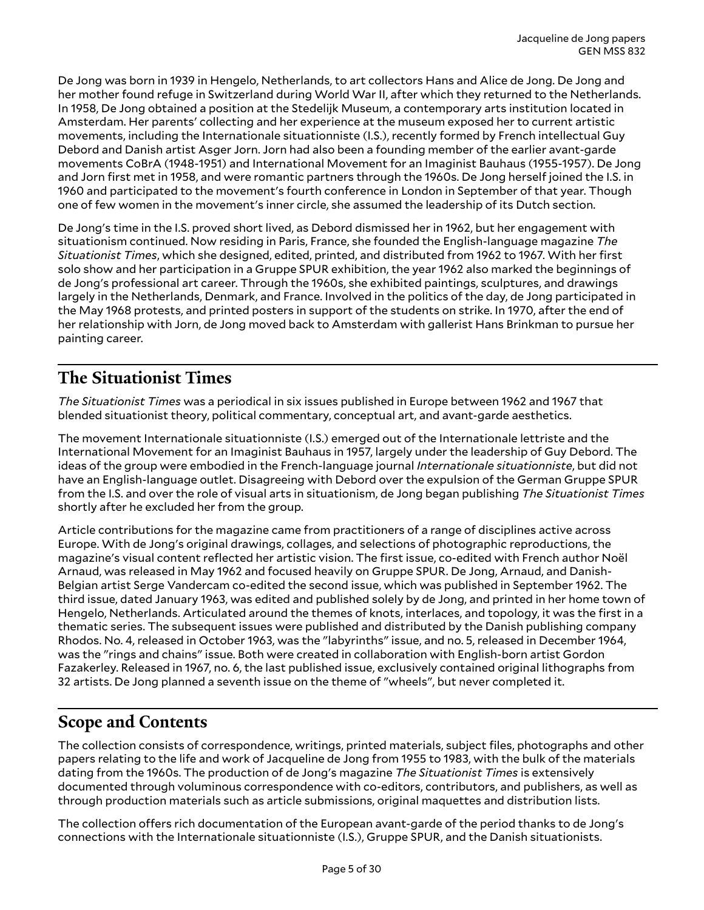De Jong was born in 1939 in Hengelo, Netherlands, to art collectors Hans and Alice de Jong. De Jong and her mother found refuge in Switzerland during World War II, after which they returned to the Netherlands. In 1958, De Jong obtained a position at the Stedelijk Museum, a contemporary arts institution located in Amsterdam. Her parents' collecting and her experience at the museum exposed her to current artistic movements, including the Internationale situationniste (I.S.), recently formed by French intellectual Guy Debord and Danish artist Asger Jorn. Jorn had also been a founding member of the earlier avant-garde movements CoBrA (1948-1951) and International Movement for an Imaginist Bauhaus (1955-1957). De Jong and Jorn first met in 1958, and were romantic partners through the 1960s. De Jong herself joined the I.S. in 1960 and participated to the movement's fourth conference in London in September of that year. Though one of few women in the movement's inner circle, she assumed the leadership of its Dutch section.

De Jong's time in the I.S. proved short lived, as Debord dismissed her in 1962, but her engagement with situationism continued. Now residing in Paris, France, she founded the English-language magazine *The Situationist Times*, which she designed, edited, printed, and distributed from 1962 to 1967. With her first solo show and her participation in a Gruppe SPUR exhibition, the year 1962 also marked the beginnings of de Jong's professional art career. Through the 1960s, she exhibited paintings, sculptures, and drawings largely in the Netherlands, Denmark, and France. Involved in the politics of the day, de Jong participated in the May 1968 protests, and printed posters in support of the students on strike. In 1970, after the end of her relationship with Jorn, de Jong moved back to Amsterdam with gallerist Hans Brinkman to pursue her painting career.

## The Situationist Times

*The Situationist Times* was a periodical in six issues published in Europe between 1962 and 1967 that blended situationist theory, political commentary, conceptual art, and avant-garde aesthetics.

The movement Internationale situationniste (I.S.) emerged out of the Internationale lettriste and the International Movement for an Imaginist Bauhaus in 1957, largely under the leadership of Guy Debord. The ideas of the group were embodied in the French-language journal *Internationale situationniste*, but did not have an English-language outlet. Disagreeing with Debord over the expulsion of the German Gruppe SPUR from the I.S. and over the role of visual arts in situationism, de Jong began publishing *The Situationist Times* shortly after he excluded her from the group.

Article contributions for the magazine came from practitioners of a range of disciplines active across Europe. With de Jong's original drawings, collages, and selections of photographic reproductions, the magazine's visual content reflected her artistic vision. The first issue, co-edited with French author Noël Arnaud, was released in May 1962 and focused heavily on Gruppe SPUR. De Jong, Arnaud, and Danish-Belgian artist Serge Vandercam co-edited the second issue, which was published in September 1962. The third issue, dated January 1963, was edited and published solely by de Jong, and printed in her home town of Hengelo, Netherlands. Articulated around the themes of knots, interlaces, and topology, it was the first in a thematic series. The subsequent issues were published and distributed by the Danish publishing company Rhodos. No. 4, released in October 1963, was the "labyrinths" issue, and no. 5, released in December 1964, was the "rings and chains" issue. Both were created in collaboration with English-born artist Gordon Fazakerley. Released in 1967, no. 6, the last published issue, exclusively contained original lithographs from 32 artists. De Jong planned a seventh issue on the theme of "wheels", but never completed it.

## Scope and Contents

The collection consists of correspondence, writings, printed materials, subject files, photographs and other papers relating to the life and work of Jacqueline de Jong from 1955 to 1983, with the bulk of the materials dating from the 1960s. The production of de Jong's magazine *The Situationist Times* is extensively documented through voluminous correspondence with co-editors, contributors, and publishers, as well as through production materials such as article submissions, original maquettes and distribution lists.

The collection offers rich documentation of the European avant-garde of the period thanks to de Jong's connections with the Internationale situationniste (I.S.), Gruppe SPUR, and the Danish situationists.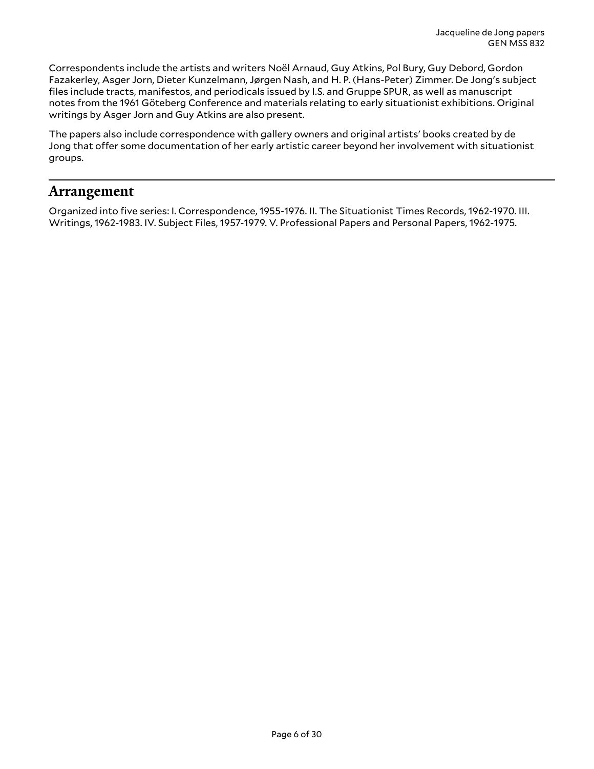Correspondents include the artists and writers Noël Arnaud, Guy Atkins, Pol Bury, Guy Debord, Gordon Fazakerley, Asger Jorn, Dieter Kunzelmann, Jørgen Nash, and H. P. (Hans-Peter) Zimmer. De Jong's subject files include tracts, manifestos, and periodicals issued by I.S. and Gruppe SPUR, as well as manuscript notes from the 1961 Göteberg Conference and materials relating to early situationist exhibitions. Original writings by Asger Jorn and Guy Atkins are also present.

The papers also include correspondence with gallery owners and original artists' books created by de Jong that offer some documentation of her early artistic career beyond her involvement with situationist groups.

## Arrangement

Organized into five series: I. Correspondence, 1955-1976. II. The Situationist Times Records, 1962-1970. III. Writings, 1962-1983. IV. Subject Files, 1957-1979. V. Professional Papers and Personal Papers, 1962-1975.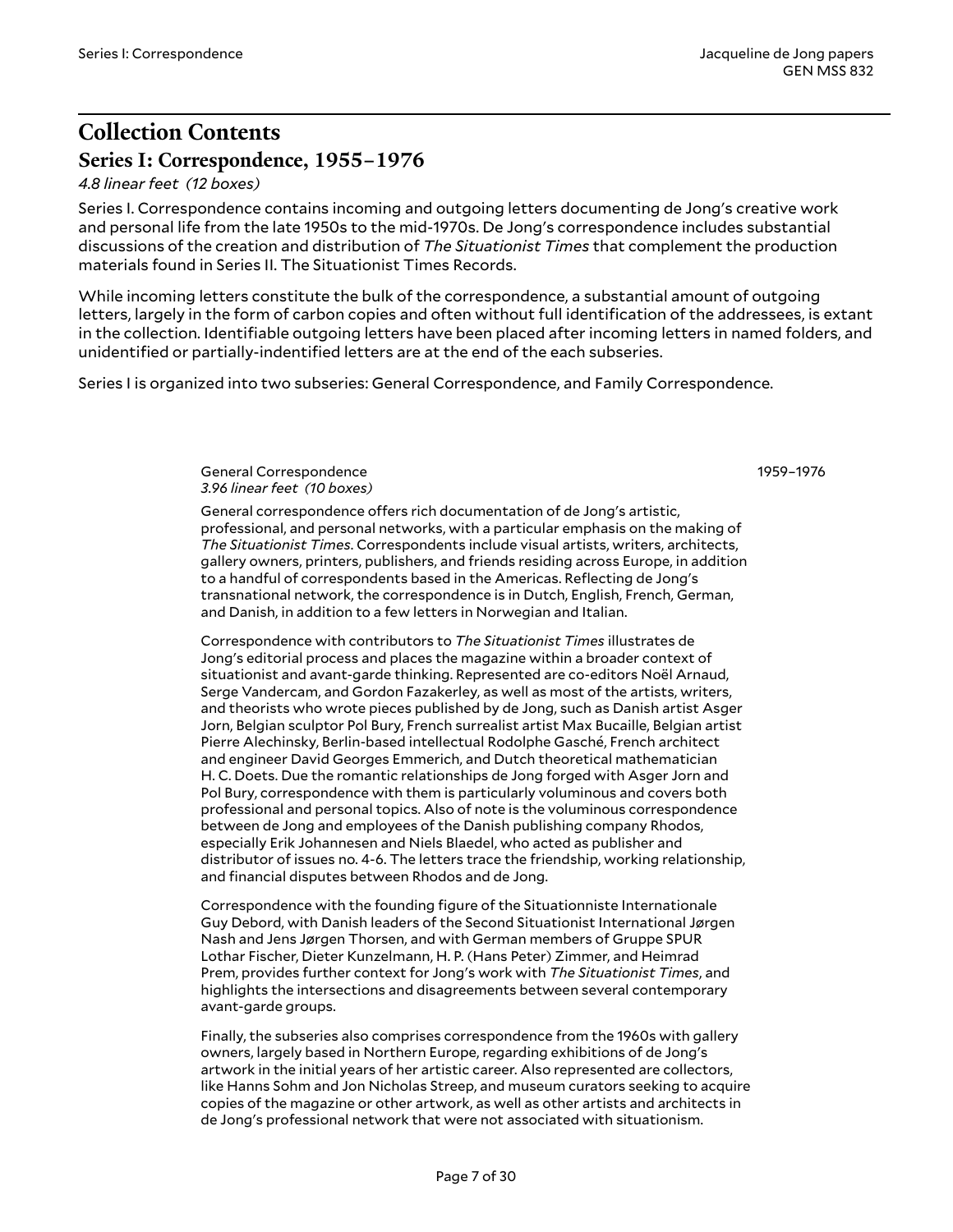# Collection Contents

## Series I: Correspondence, 1955–1976

*4.8 linear feet (12 boxes)*

Series I. Correspondence contains incoming and outgoing letters documenting de Jong's creative work and personal life from the late 1950s to the mid-1970s. De Jong's correspondence includes substantial discussions of the creation and distribution of *The Situationist Times* that complement the production materials found in Series II. The Situationist Times Records.

While incoming letters constitute the bulk of the correspondence, a substantial amount of outgoing letters, largely in the form of carbon copies and often without full identification of the addressees, is extant in the collection. Identifiable outgoing letters have been placed after incoming letters in named folders, and unidentified or partially-indentified letters are at the end of the each subseries.

Series I is organized into two subseries: General Correspondence, and Family Correspondence.

General Correspondence 1959–1976
*3.96 linear feet (10 boxes)*

General correspondence offers rich documentation of de Jong's artistic, professional, and personal networks, with a particular emphasis on the making of *The Situationist Times*. Correspondents include visual artists, writers, architects, gallery owners, printers, publishers, and friends residing across Europe, in addition to a handful of correspondents based in the Americas. Reflecting de Jong's transnational network, the correspondence is in Dutch, English, French, German, and Danish, in addition to a few letters in Norwegian and Italian.

Correspondence with contributors to *The Situationist Times* illustrates de Jong's editorial process and places the magazine within a broader context of situationist and avant-garde thinking. Represented are co-editors Noël Arnaud, Serge Vandercam, and Gordon Fazakerley, as well as most of the artists, writers, and theorists who wrote pieces published by de Jong, such as Danish artist Asger Jorn, Belgian sculptor Pol Bury, French surrealist artist Max Bucaille, Belgian artist Pierre Alechinsky, Berlin-based intellectual Rodolphe Gasché, French architect and engineer David Georges Emmerich, and Dutch theoretical mathematician H. C. Doets. Due the romantic relationships de Jong forged with Asger Jorn and Pol Bury, correspondence with them is particularly voluminous and covers both professional and personal topics. Also of note is the voluminous correspondence between de Jong and employees of the Danish publishing company Rhodos, especially Erik Johannesen and Niels Blaedel, who acted as publisher and distributor of issues no. 4-6. The letters trace the friendship, working relationship, and financial disputes between Rhodos and de Jong.

Correspondence with the founding figure of the Situationniste Internationale Guy Debord, with Danish leaders of the Second Situationist International Jørgen Nash and Jens Jørgen Thorsen, and with German members of Gruppe SPUR Lothar Fischer, Dieter Kunzelmann, H. P. (Hans Peter) Zimmer, and Heimrad Prem, provides further context for Jong's work with *The Situationist Times*, and highlights the intersections and disagreements between several contemporary avant-garde groups.

Finally, the subseries also comprises correspondence from the 1960s with gallery owners, largely based in Northern Europe, regarding exhibitions of de Jong's artwork in the initial years of her artistic career. Also represented are collectors, like Hanns Sohm and Jon Nicholas Streep, and museum curators seeking to acquire copies of the magazine or other artwork, as well as other artists and architects in de Jong's professional network that were not associated with situationism.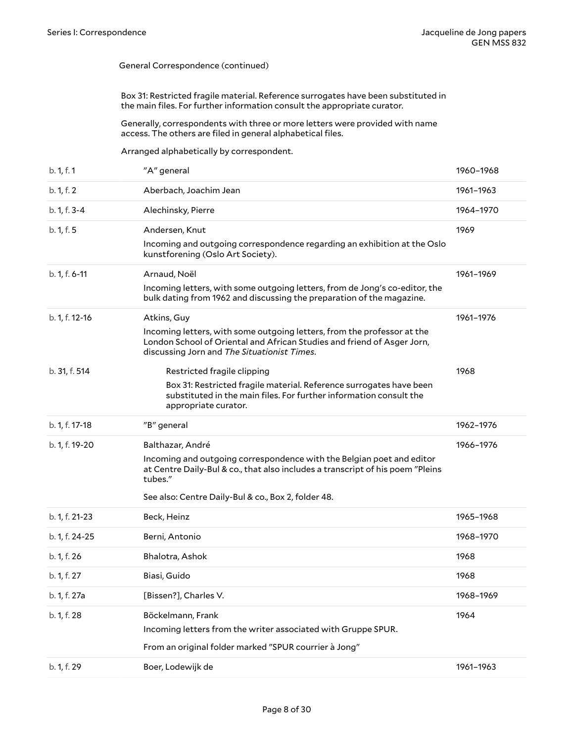General Correspondence (continued)

Box 31: Restricted fragile material. Reference surrogates have been substituted in the main files. For further information consult the appropriate curator.

Generally, correspondents with three or more letters were provided with name access. The others are filed in general alphabetical files.

Arranged alphabetically by correspondent.

| | | |
|---|---|---|
| b. 1, f. 1 | "A" general | 1960–1968 |
| b. 1, f. 2 | Aberbach, Joachim Jean | 1961–1963 |
| b. 1, f. 3-4 | Alechinsky, Pierre | 1964–1970 |
| b. 1, f. 5 | Andersen, Knut<br>Incoming and outgoing correspondence regarding an exhibition at the Oslo kunstforening (Oslo Art Society). | 1969 |
| b. 1, f. 6-11 | Arnaud, Noël<br>Incoming letters, with some outgoing letters, from de Jong's co-editor, the bulk dating from 1962 and discussing the preparation of the magazine. | 1961–1969 |
| b. 1, f. 12-16 | Atkins, Guy<br>Incoming letters, with some outgoing letters, from the professor at the London School of Oriental and African Studies and friend of Asger Jorn, discussing Jorn and *The Situationist Times*. | 1961–1976 |
| b. 31, f. 514 | Restricted fragile clipping<br>Box 31: Restricted fragile material. Reference surrogates have been substituted in the main files. For further information consult the appropriate curator. | 1968 |
| b. 1, f. 17-18 | "B" general | 1962–1976 |
| b. 1, f. 19-20 | Balthazar, André<br>Incoming and outgoing correspondence with the Belgian poet and editor at Centre Daily-Bul & co., that also includes a transcript of his poem "Pleins tubes."<br>See also: Centre Daily-Bul & co., Box 2, folder 48. | 1966–1976 |
| b. 1, f. 21-23 | Beck, Heinz | 1965–1968 |
| b. 1, f. 24-25 | Berni, Antonio | 1968–1970 |
| b. 1, f. 26 | Bhalotra, Ashok | 1968 |
| b. 1, f. 27 | Biasi, Guido | 1968 |
| b. 1, f. 27a | [Bissen?], Charles V. | 1968–1969 |
| b. 1, f. 28 | Böckelmann, Frank<br>Incoming letters from the writer associated with Gruppe SPUR.<br>From an original folder marked "SPUR courrier à Jong" | 1964 |
| b. 1, f. 29 | Boer, Lodewijk de | 1961–1963 |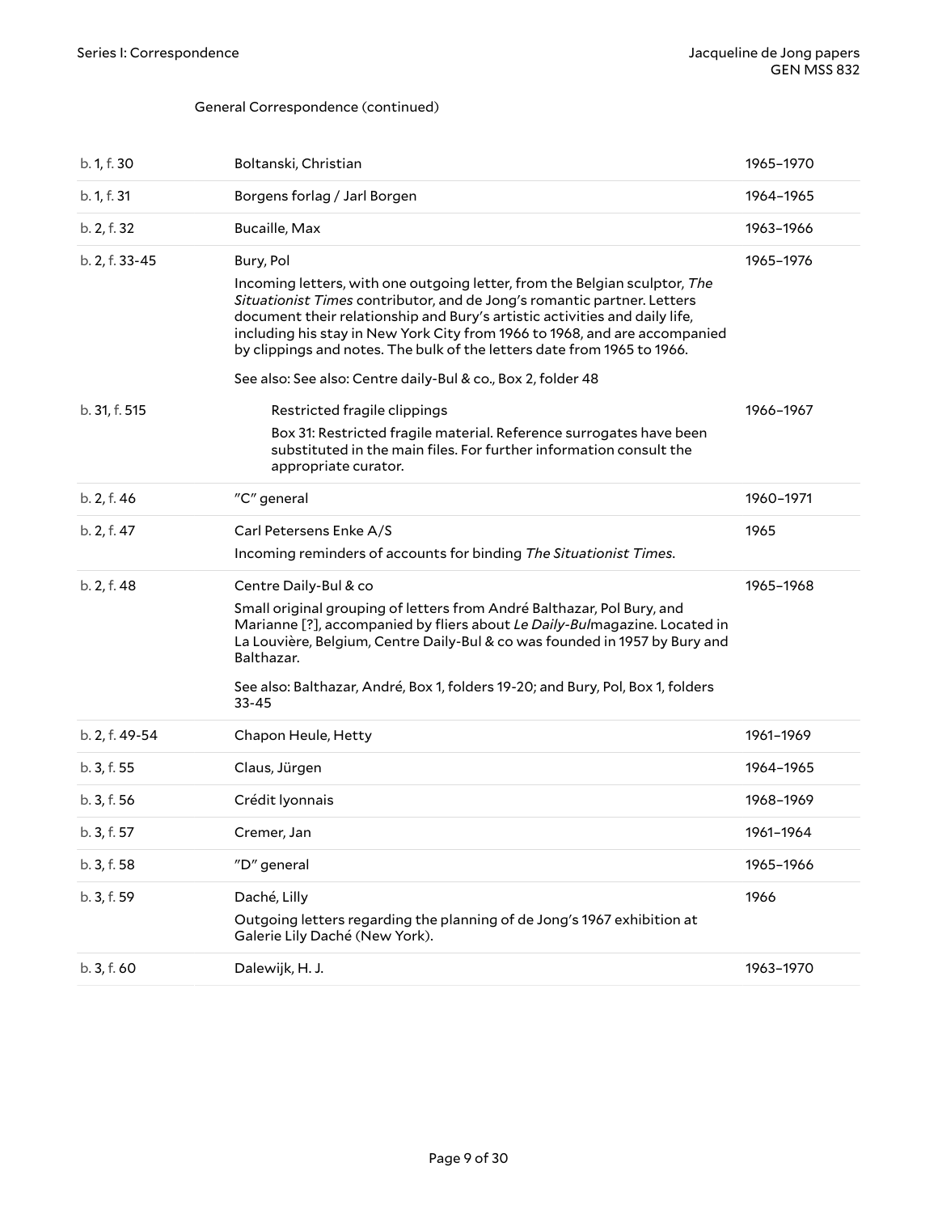General Correspondence (continued)

| | | |
|---|---|---|
| b. 1, f. 30 | Boltanski, Christian | 1965–1970 |
| b. 1, f. 31 | Borgens forlag / Jarl Borgen | 1964–1965 |
| b. 2, f. 32 | Bucaille, Max | 1963–1966 |
| b. 2, f. 33-45 | Bury, Pol<br>Incoming letters, with one outgoing letter, from the Belgian sculptor, *The Situationist Times* contributor, and de Jong's romantic partner. Letters document their relationship and Bury's artistic activities and daily life, including his stay in New York City from 1966 to 1968, and are accompanied by clippings and notes. The bulk of the letters date from 1965 to 1966.<br>See also: See also: Centre daily-Bul & co., Box 2, folder 48 | 1965–1976 |
| b. 31, f. 515 | Restricted fragile clippings<br>Box 31: Restricted fragile material. Reference surrogates have been substituted in the main files. For further information consult the appropriate curator. | 1966–1967 |
| b. 2, f. 46 | "C" general | 1960–1971 |
| b. 2, f. 47 | Carl Petersens Enke A/S<br>Incoming reminders of accounts for binding *The Situationist Times*. | 1965 |
| b. 2, f. 48 | Centre Daily-Bul & co<br>Small original grouping of letters from André Balthazar, Pol Bury, and Marianne [?], accompanied by fliers about *Le Daily-Bul*magazine. Located in La Louvière, Belgium, Centre Daily-Bul & co was founded in 1957 by Bury and Balthazar.<br>See also: Balthazar, André, Box 1, folders 19-20; and Bury, Pol, Box 1, folders 33-45 | 1965–1968 |
| b. 2, f. 49-54 | Chapon Heule, Hetty | 1961–1969 |
| b. 3, f. 55 | Claus, Jürgen | 1964–1965 |
| b. 3, f. 56 | Crédit lyonnais | 1968–1969 |
| b. 3, f. 57 | Cremer, Jan | 1961–1964 |
| b. 3, f. 58 | "D" general | 1965–1966 |
| b. 3, f. 59 | Daché, Lilly<br>Outgoing letters regarding the planning of de Jong's 1967 exhibition at Galerie Lily Daché (New York). | 1966 |
| b. 3, f. 60 | Dalewijk, H. J. | 1963–1970 |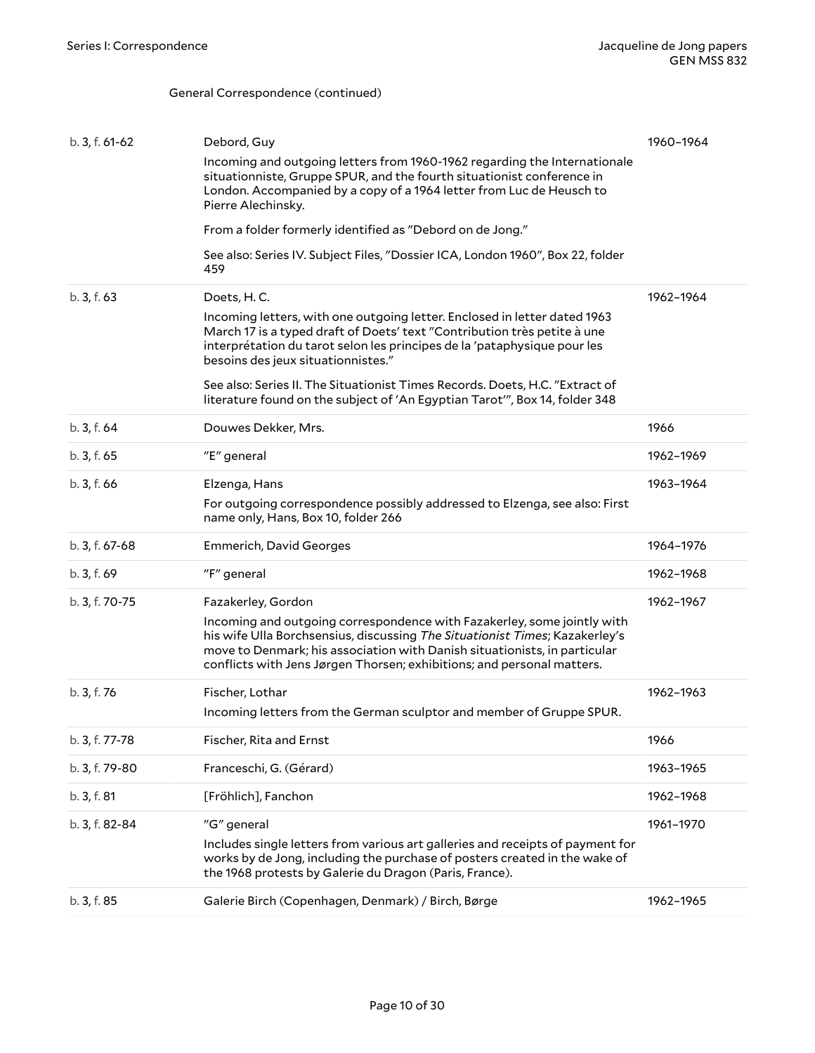General Correspondence (continued)

| | | |
|---|---|---|
| b. 3, f. 61-62 | Debord, Guy<br><br>Incoming and outgoing letters from 1960-1962 regarding the Internationale situationniste, Gruppe SPUR, and the fourth situationist conference in London. Accompanied by a copy of a 1964 letter from Luc de Heusch to Pierre Alechinsky.<br><br>From a folder formerly identified as "Debord on de Jong."<br><br>See also: Series IV. Subject Files, "Dossier ICA, London 1960", Box 22, folder 459 | 1960–1964 |
| b. 3, f. 63 | Doets, H. C.<br><br>Incoming letters, with one outgoing letter. Enclosed in letter dated 1963 March 17 is a typed draft of Doets' text "Contribution très petite à une interprétation du tarot selon les principes de la 'pataphysique pour les besoins des jeux situationnistes."<br><br>See also: Series II. The Situationist Times Records. Doets, H.C. "Extract of literature found on the subject of 'An Egyptian Tarot'", Box 14, folder 348 | 1962–1964 |
| b. 3, f. 64 | Douwes Dekker, Mrs. | 1966 |
| b. 3, f. 65 | "E" general | 1962–1969 |
| b. 3, f. 66 | Elzenga, Hans<br><br>For outgoing correspondence possibly addressed to Elzenga, see also: First name only, Hans, Box 10, folder 266 | 1963–1964 |
| b. 3, f. 67-68 | Emmerich, David Georges | 1964–1976 |
| b. 3, f. 69 | "F" general | 1962–1968 |
| b. 3, f. 70-75 | Fazakerley, Gordon<br><br>Incoming and outgoing correspondence with Fazakerley, some jointly with his wife Ulla Borchsensius, discussing *The Situationist Times*; Kazakerley's move to Denmark; his association with Danish situationists, in particular conflicts with Jens Jørgen Thorsen; exhibitions; and personal matters. | 1962–1967 |
| b. 3, f. 76 | Fischer, Lothar<br><br>Incoming letters from the German sculptor and member of Gruppe SPUR. | 1962–1963 |
| b. 3, f. 77-78 | Fischer, Rita and Ernst | 1966 |
| b. 3, f. 79-80 | Franceschi, G. (Gérard) | 1963–1965 |
| b. 3, f. 81 | [Fröhlich], Fanchon | 1962–1968 |
| b. 3, f. 82-84 | "G" general<br><br>Includes single letters from various art galleries and receipts of payment for works by de Jong, including the purchase of posters created in the wake of the 1968 protests by Galerie du Dragon (Paris, France). | 1961–1970 |
| b. 3, f. 85 | Galerie Birch (Copenhagen, Denmark) / Birch, Børge | 1962–1965 |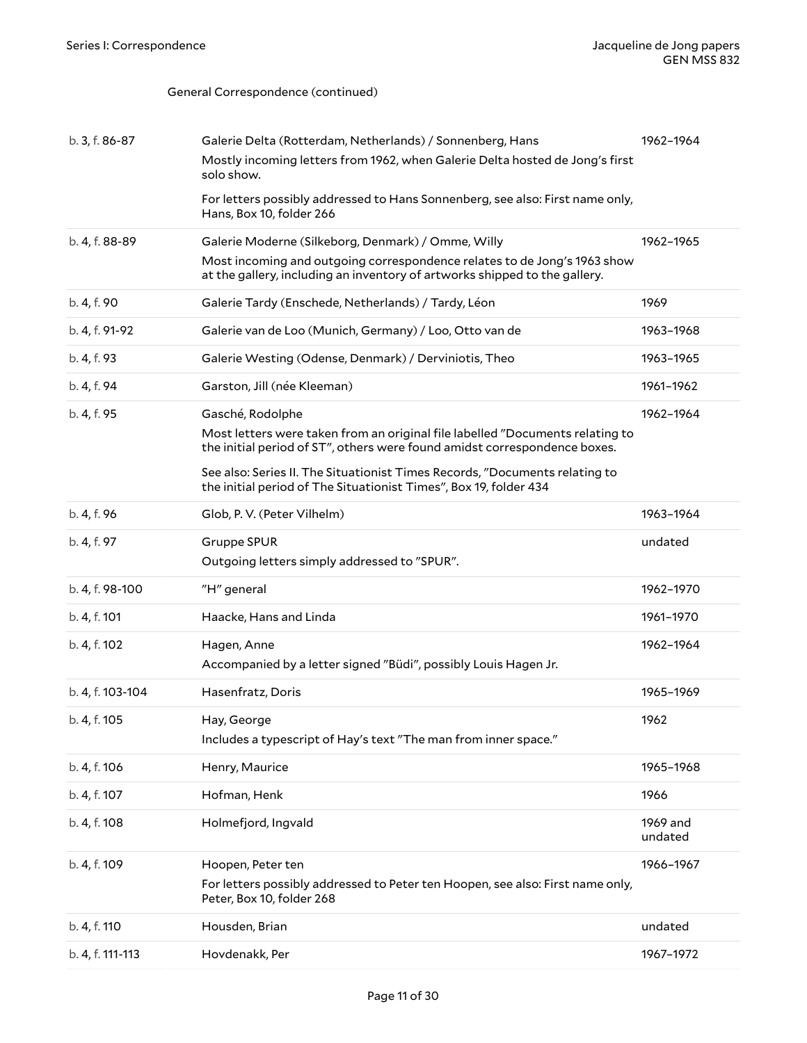General Correspondence (continued)

| | | |
|---|---|---|
| b. 3, f. 86-87 | Galerie Delta (Rotterdam, Netherlands) / Sonnenberg, Hans<br>Mostly incoming letters from 1962, when Galerie Delta hosted de Jong's first solo show.<br>For letters possibly addressed to Hans Sonnenberg, see also: First name only, Hans, Box 10, folder 266 | 1962–1964 |
| b. 4, f. 88-89 | Galerie Moderne (Silkeborg, Denmark) / Omme, Willy<br>Most incoming and outgoing correspondence relates to de Jong's 1963 show at the gallery, including an inventory of artworks shipped to the gallery. | 1962–1965 |
| b. 4, f. 90 | Galerie Tardy (Enschede, Netherlands) / Tardy, Léon | 1969 |
| b. 4, f. 91-92 | Galerie van de Loo (Munich, Germany) / Loo, Otto van de | 1963–1968 |
| b. 4, f. 93 | Galerie Westing (Odense, Denmark) / Derviniotis, Theo | 1963–1965 |
| b. 4, f. 94 | Garston, Jill (née Kleeman) | 1961–1962 |
| b. 4, f. 95 | Gasché, Rodolphe<br>Most letters were taken from an original file labelled "Documents relating to the initial period of ST", others were found amidst correspondence boxes.<br>See also: Series II. The Situationist Times Records, "Documents relating to the initial period of The Situationist Times", Box 19, folder 434 | 1962–1964 |
| b. 4, f. 96 | Glob, P. V. (Peter Vilhelm) | 1963–1964 |
| b. 4, f. 97 | Gruppe SPUR<br>Outgoing letters simply addressed to "SPUR". | undated |
| b. 4, f. 98-100 | "H" general | 1962–1970 |
| b. 4, f. 101 | Haacke, Hans and Linda | 1961–1970 |
| b. 4, f. 102 | Hagen, Anne<br>Accompanied by a letter signed "Büdi", possibly Louis Hagen Jr. | 1962–1964 |
| b. 4, f. 103-104 | Hasenfratz, Doris | 1965–1969 |
| b. 4, f. 105 | Hay, George<br>Includes a typescript of Hay's text "The man from inner space." | 1962 |
| b. 4, f. 106 | Henry, Maurice | 1965–1968 |
| b. 4, f. 107 | Hofman, Henk | 1966 |
| b. 4, f. 108 | Holmefjord, Ingvald | 1969 and undated |
| b. 4, f. 109 | Hoopen, Peter ten<br>For letters possibly addressed to Peter ten Hoopen, see also: First name only, Peter, Box 10, folder 268 | 1966–1967 |
| b. 4, f. 110 | Housden, Brian | undated |
| b. 4, f. 111-113 | Hovdenakk, Per | 1967–1972 |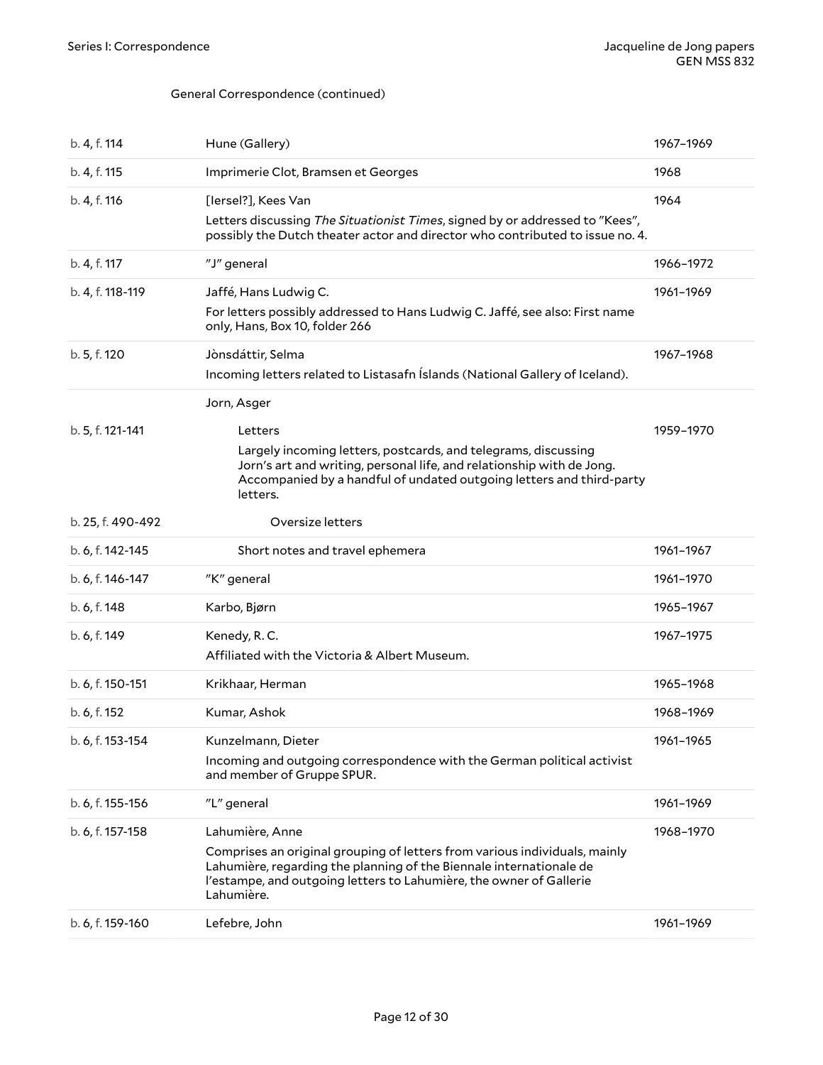General Correspondence (continued)

| | | |
|---|---|---|
| b. 4, f. 114 | Hune (Gallery) | 1967–1969 |
| b. 4, f. 115 | Imprimerie Clot, Bramsen et Georges | 1968 |
| b. 4, f. 116 | [Iersel?], Kees Van<br>Letters discussing *The Situationist Times*, signed by or addressed to "Kees", possibly the Dutch theater actor and director who contributed to issue no. 4. | 1964 |
| b. 4, f. 117 | "J" general | 1966–1972 |
| b. 4, f. 118-119 | Jaffé, Hans Ludwig C.<br>For letters possibly addressed to Hans Ludwig C. Jaffé, see also: First name only, Hans, Box 10, folder 266 | 1961–1969 |
| b. 5, f. 120 | Jònsdáttir, Selma<br>Incoming letters related to Listasafn Íslands (National Gallery of Iceland). | 1967–1968 |
| | Jorn, Asger | |
| b. 5, f. 121-141 | Letters<br>Largely incoming letters, postcards, and telegrams, discussing Jorn's art and writing, personal life, and relationship with de Jong. Accompanied by a handful of undated outgoing letters and third-party letters. | 1959–1970 |
| b. 25, f. 490-492 | Oversize letters | |
| b. 6, f. 142-145 | Short notes and travel ephemera | 1961–1967 |
| b. 6, f. 146-147 | "K" general | 1961–1970 |
| b. 6, f. 148 | Karbo, Bjørn | 1965–1967 |
| b. 6, f. 149 | Kenedy, R. C.<br>Affiliated with the Victoria & Albert Museum. | 1967–1975 |
| b. 6, f. 150-151 | Krikhaar, Herman | 1965–1968 |
| b. 6, f. 152 | Kumar, Ashok | 1968–1969 |
| b. 6, f. 153-154 | Kunzelmann, Dieter<br>Incoming and outgoing correspondence with the German political activist and member of Gruppe SPUR. | 1961–1965 |
| b. 6, f. 155-156 | "L" general | 1961–1969 |
| b. 6, f. 157-158 | Lahumière, Anne<br>Comprises an original grouping of letters from various individuals, mainly Lahumière, regarding the planning of the Biennale internationale de l'estampe, and outgoing letters to Lahumière, the owner of Gallerie Lahumière. | 1968–1970 |
| b. 6, f. 159-160 | Lefebre, John | 1961–1969 |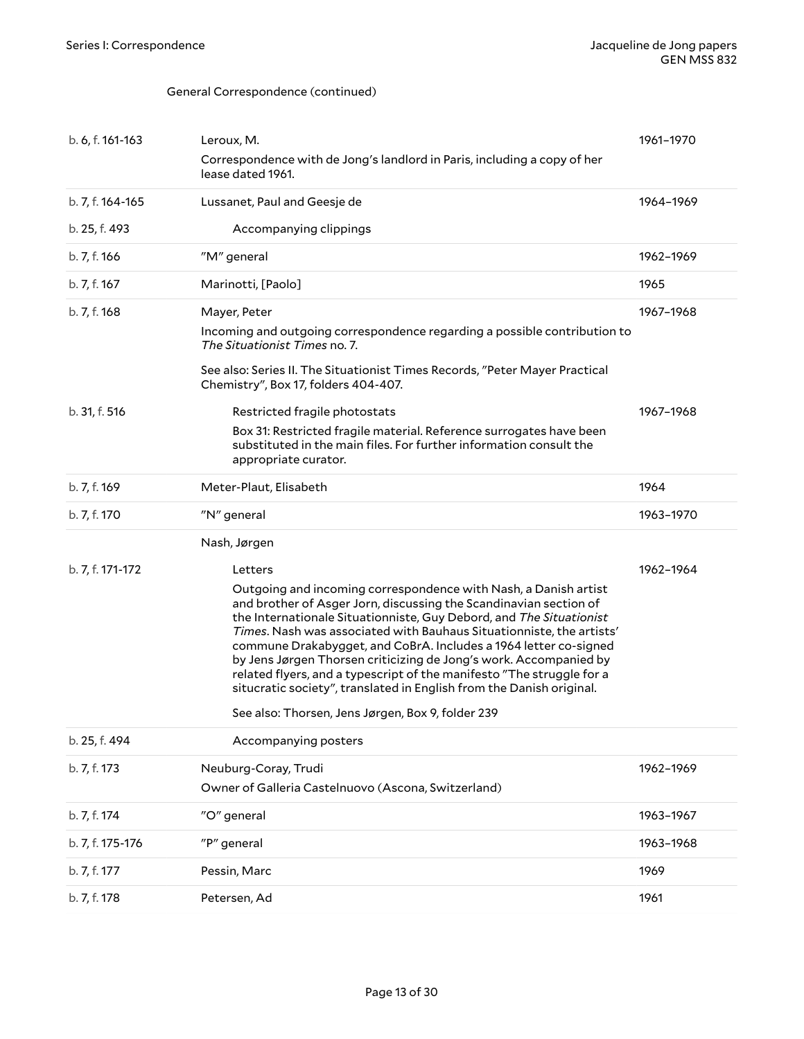General Correspondence (continued)

| | | |
|---|---|---|
| b. 6, f. 161-163 | Leroux, M.<br>Correspondence with de Jong's landlord in Paris, including a copy of her lease dated 1961. | 1961–1970 |
| b. 7, f. 164-165 | Lussanet, Paul and Geesje de | 1964–1969 |
| b. 25, f. 493 | Accompanying clippings | |
| b. 7, f. 166 | "M" general | 1962–1969 |
| b. 7, f. 167 | Marinotti, [Paolo] | 1965 |
| b. 7, f. 168 | Mayer, Peter<br>Incoming and outgoing correspondence regarding a possible contribution to *The Situationist Times* no. 7.<br>See also: Series II. The Situationist Times Records, "Peter Mayer Practical Chemistry", Box 17, folders 404-407. | 1967–1968 |
| b. 31, f. 516 | Restricted fragile photostats<br>Box 31: Restricted fragile material. Reference surrogates have been substituted in the main files. For further information consult the appropriate curator. | 1967–1968 |
| b. 7, f. 169 | Meter-Plaut, Elisabeth | 1964 |
| b. 7, f. 170 | "N" general | 1963–1970 |
| | Nash, Jørgen | |
| b. 7, f. 171-172 | Letters<br>Outgoing and incoming correspondence with Nash, a Danish artist and brother of Asger Jorn, discussing the Scandinavian section of the Internationale Situationniste, Guy Debord, and *The Situationist Times*. Nash was associated with Bauhaus Situationniste, the artists' commune Drakabygget, and CoBrA. Includes a 1964 letter co-signed by Jens Jørgen Thorsen criticizing de Jong's work. Accompanied by related flyers, and a typescript of the manifesto "The struggle for a situcratic society", translated in English from the Danish original.<br>See also: Thorsen, Jens Jørgen, Box 9, folder 239 | 1962–1964 |
| b. 25, f. 494 | Accompanying posters | |
| b. 7, f. 173 | Neuburg-Coray, Trudi<br>Owner of Galleria Castelnuovo (Ascona, Switzerland) | 1962–1969 |
| b. 7, f. 174 | "O" general | 1963–1967 |
| b. 7, f. 175-176 | "P" general | 1963–1968 |
| b. 7, f. 177 | Pessin, Marc | 1969 |
| b. 7, f. 178 | Petersen, Ad | 1961 |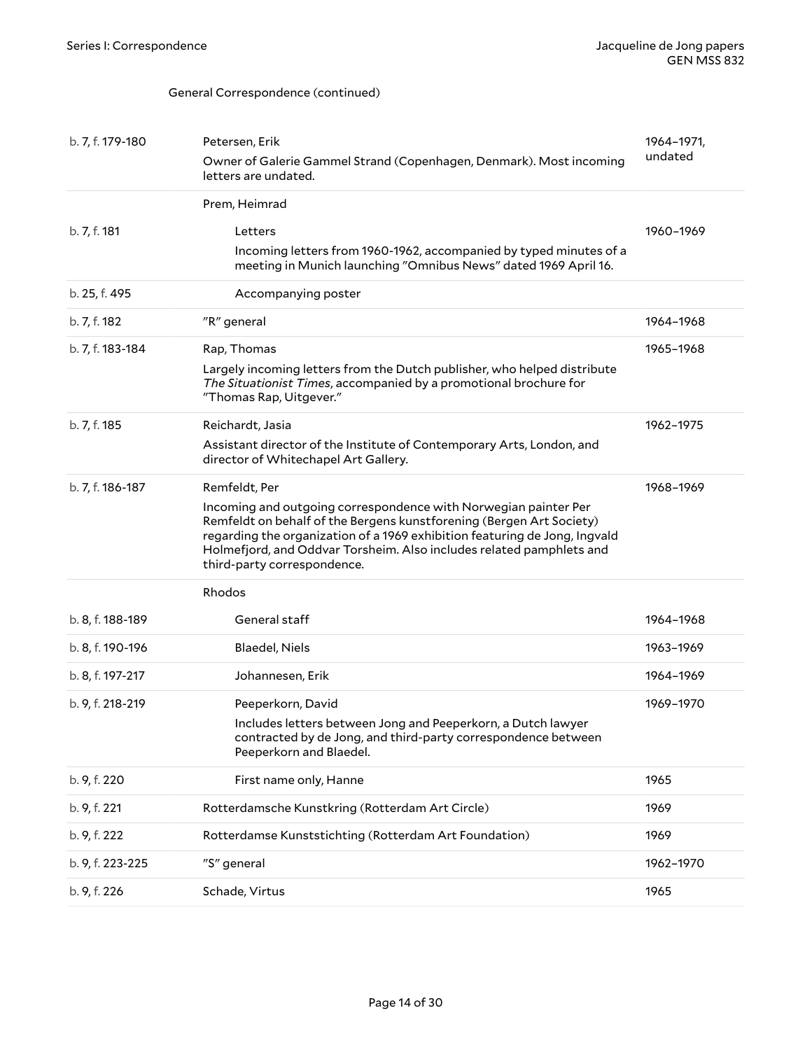General Correspondence (continued)

| | | |
|---|---|---|
| b. 7, f. 179-180 | Petersen, Erik<br>Owner of Galerie Gammel Strand (Copenhagen, Denmark). Most incoming letters are undated. | 1964–1971, undated |
| | Prem, Heimrad | |
| b. 7, f. 181 | Letters<br>Incoming letters from 1960-1962, accompanied by typed minutes of a meeting in Munich launching "Omnibus News" dated 1969 April 16. | 1960–1969 |
| b. 25, f. 495 | Accompanying poster | |
| b. 7, f. 182 | "R" general | 1964–1968 |
| b. 7, f. 183-184 | Rap, Thomas<br>Largely incoming letters from the Dutch publisher, who helped distribute *The Situationist Times*, accompanied by a promotional brochure for "Thomas Rap, Uitgever." | 1965–1968 |
| b. 7, f. 185 | Reichardt, Jasia<br>Assistant director of the Institute of Contemporary Arts, London, and director of Whitechapel Art Gallery. | 1962–1975 |
| b. 7, f. 186-187 | Remfeldt, Per<br>Incoming and outgoing correspondence with Norwegian painter Per Remfeldt on behalf of the Bergens kunstforening (Bergen Art Society) regarding the organization of a 1969 exhibition featuring de Jong, Ingvald Holmefjord, and Oddvar Torsheim. Also includes related pamphlets and third-party correspondence. | 1968–1969 |
| | Rhodos | |
| b. 8, f. 188-189 | General staff | 1964–1968 |
| b. 8, f. 190-196 | Blaedel, Niels | 1963–1969 |
| b. 8, f. 197-217 | Johannesen, Erik | 1964–1969 |
| b. 9, f. 218-219 | Peeperkorn, David<br>Includes letters between Jong and Peeperkorn, a Dutch lawyer contracted by de Jong, and third-party correspondence between Peeperkorn and Blaedel. | 1969–1970 |
| b. 9, f. 220 | First name only, Hanne | 1965 |
| b. 9, f. 221 | Rotterdamsche Kunstkring (Rotterdam Art Circle) | 1969 |
| b. 9, f. 222 | Rotterdamse Kunststichting (Rotterdam Art Foundation) | 1969 |
| b. 9, f. 223-225 | "S" general | 1962–1970 |
| b. 9, f. 226 | Schade, Virtus | 1965 |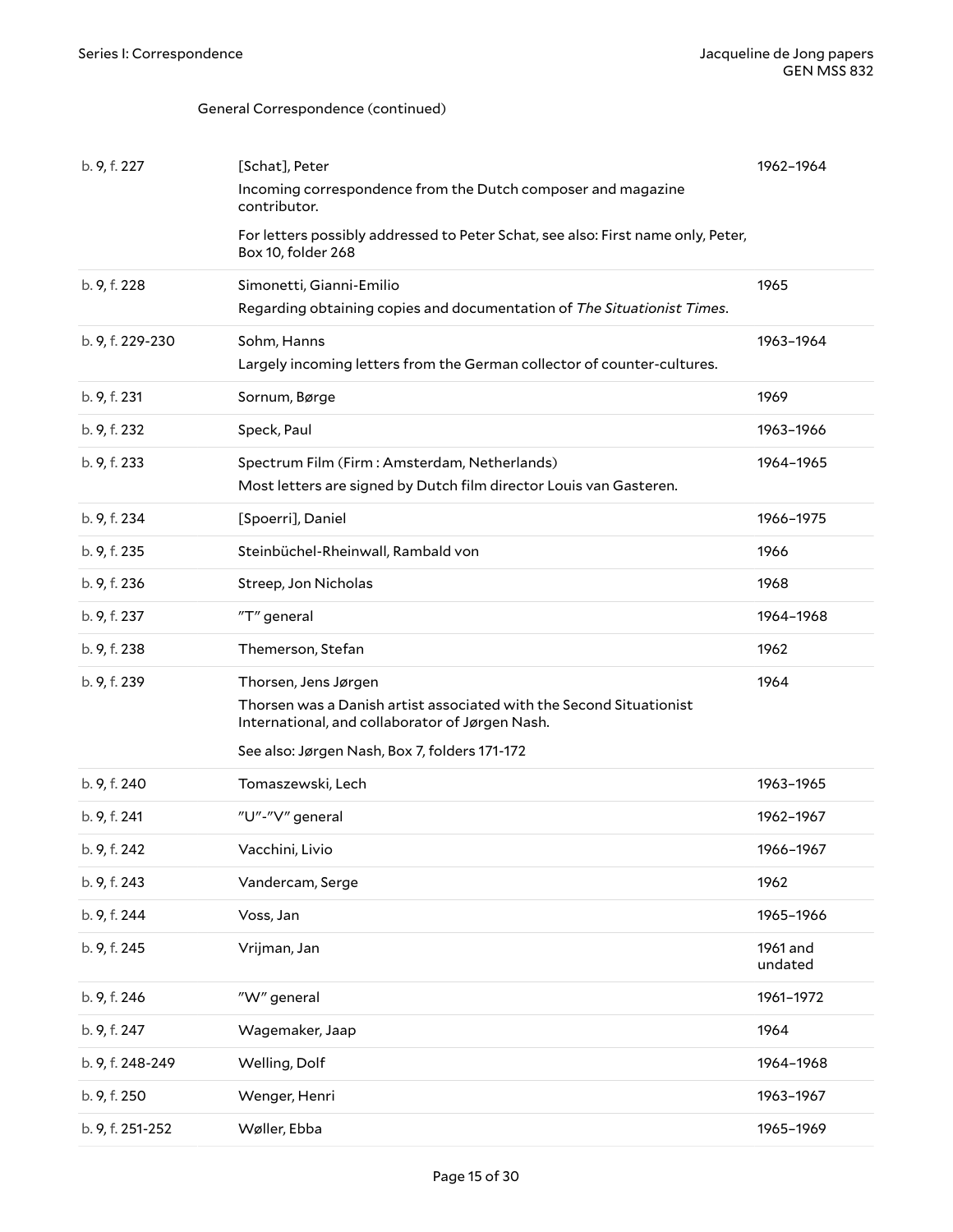General Correspondence (continued)

| | | |
|---|---|---|
| b. 9, f. 227 | [Schat], Peter<br>Incoming correspondence from the Dutch composer and magazine contributor.<br>For letters possibly addressed to Peter Schat, see also: First name only, Peter, Box 10, folder 268 | 1962–1964 |
| b. 9, f. 228 | Simonetti, Gianni-Emilio<br>Regarding obtaining copies and documentation of *The Situationist Times*. | 1965 |
| b. 9, f. 229-230 | Sohm, Hanns<br>Largely incoming letters from the German collector of counter-cultures. | 1963–1964 |
| b. 9, f. 231 | Sornum, Børge | 1969 |
| b. 9, f. 232 | Speck, Paul | 1963–1966 |
| b. 9, f. 233 | Spectrum Film (Firm : Amsterdam, Netherlands)<br>Most letters are signed by Dutch film director Louis van Gasteren. | 1964–1965 |
| b. 9, f. 234 | [Spoerri], Daniel | 1966–1975 |
| b. 9, f. 235 | Steinbüchel-Rheinwall, Rambald von | 1966 |
| b. 9, f. 236 | Streep, Jon Nicholas | 1968 |
| b. 9, f. 237 | "T" general | 1964–1968 |
| b. 9, f. 238 | Themerson, Stefan | 1962 |
| b. 9, f. 239 | Thorsen, Jens Jørgen<br>Thorsen was a Danish artist associated with the Second Situationist International, and collaborator of Jørgen Nash.<br>See also: Jørgen Nash, Box 7, folders 171-172 | 1964 |
| b. 9, f. 240 | Tomaszewski, Lech | 1963–1965 |
| b. 9, f. 241 | "U"-"V" general | 1962–1967 |
| b. 9, f. 242 | Vacchini, Livio | 1966–1967 |
| b. 9, f. 243 | Vandercam, Serge | 1962 |
| b. 9, f. 244 | Voss, Jan | 1965–1966 |
| b. 9, f. 245 | Vrijman, Jan | 1961 and undated |
| b. 9, f. 246 | "W" general | 1961–1972 |
| b. 9, f. 247 | Wagemaker, Jaap | 1964 |
| b. 9, f. 248-249 | Welling, Dolf | 1964–1968 |
| b. 9, f. 250 | Wenger, Henri | 1963–1967 |
| b. 9, f. 251-252 | Wøller, Ebba | 1965–1969 |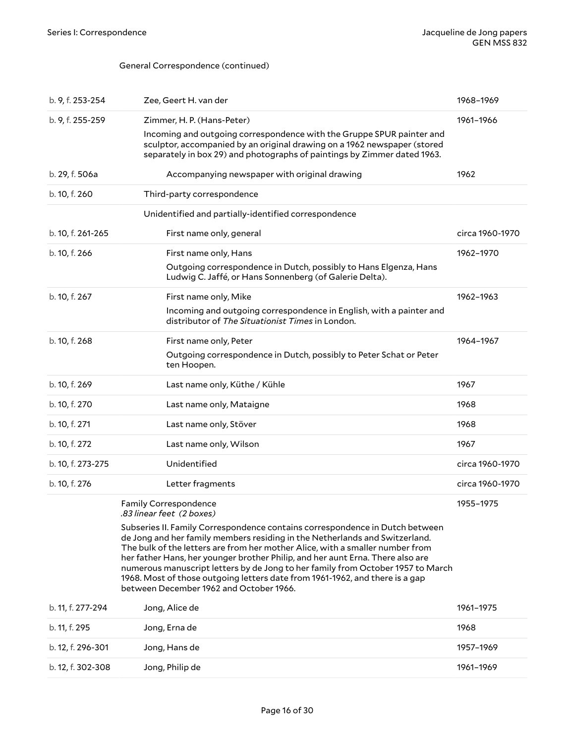General Correspondence (continued)

| | | |
|---|---|---|
| b. 9, f. 253-254 | Zee, Geert H. van der | 1968–1969 |
| b. 9, f. 255-259 | Zimmer, H. P. (Hans-Peter)<br>Incoming and outgoing correspondence with the Gruppe SPUR painter and sculptor, accompanied by an original drawing on a 1962 newspaper (stored separately in box 29) and photographs of paintings by Zimmer dated 1963. | 1961–1966 |
| b. 29, f. 506a | Accompanying newspaper with original drawing | 1962 |
| b. 10, f. 260 | Third-party correspondence | |
| | Unidentified and partially-identified correspondence | |
| b. 10, f. 261-265 | First name only, general | circa 1960-1970 |
| b. 10, f. 266 | First name only, Hans<br>Outgoing correspondence in Dutch, possibly to Hans Elgenza, Hans Ludwig C. Jaffé, or Hans Sonnenberg (of Galerie Delta). | 1962–1970 |
| b. 10, f. 267 | First name only, Mike<br>Incoming and outgoing correspondence in English, with a painter and distributor of *The Situationist Times* in London. | 1962–1963 |
| b. 10, f. 268 | First name only, Peter<br>Outgoing correspondence in Dutch, possibly to Peter Schat or Peter ten Hoopen. | 1964–1967 |
| b. 10, f. 269 | Last name only, Küthe / Kühle | 1967 |
| b. 10, f. 270 | Last name only, Mataigne | 1968 |
| b. 10, f. 271 | Last name only, Stöver | 1968 |
| b. 10, f. 272 | Last name only, Wilson | 1967 |
| b. 10, f. 273-275 | Unidentified | circa 1960-1970 |
| b. 10, f. 276 | Letter fragments | circa 1960-1970 |

Family Correspondence
*.83 linear feet (2 boxes)*

1955–1975

Subseries II. Family Correspondence contains correspondence in Dutch between de Jong and her family members residing in the Netherlands and Switzerland. The bulk of the letters are from her mother Alice, with a smaller number from her father Hans, her younger brother Philip, and her aunt Erna. There also are numerous manuscript letters by de Jong to her family from October 1957 to March 1968. Most of those outgoing letters date from 1961-1962, and there is a gap between December 1962 and October 1966.

| | | |
|---|---|---|
| b. 11, f. 277-294 | Jong, Alice de | 1961–1975 |
| b. 11, f. 295 | Jong, Erna de | 1968 |
| b. 12, f. 296-301 | Jong, Hans de | 1957–1969 |
| b. 12, f. 302-308 | Jong, Philip de | 1961–1969 |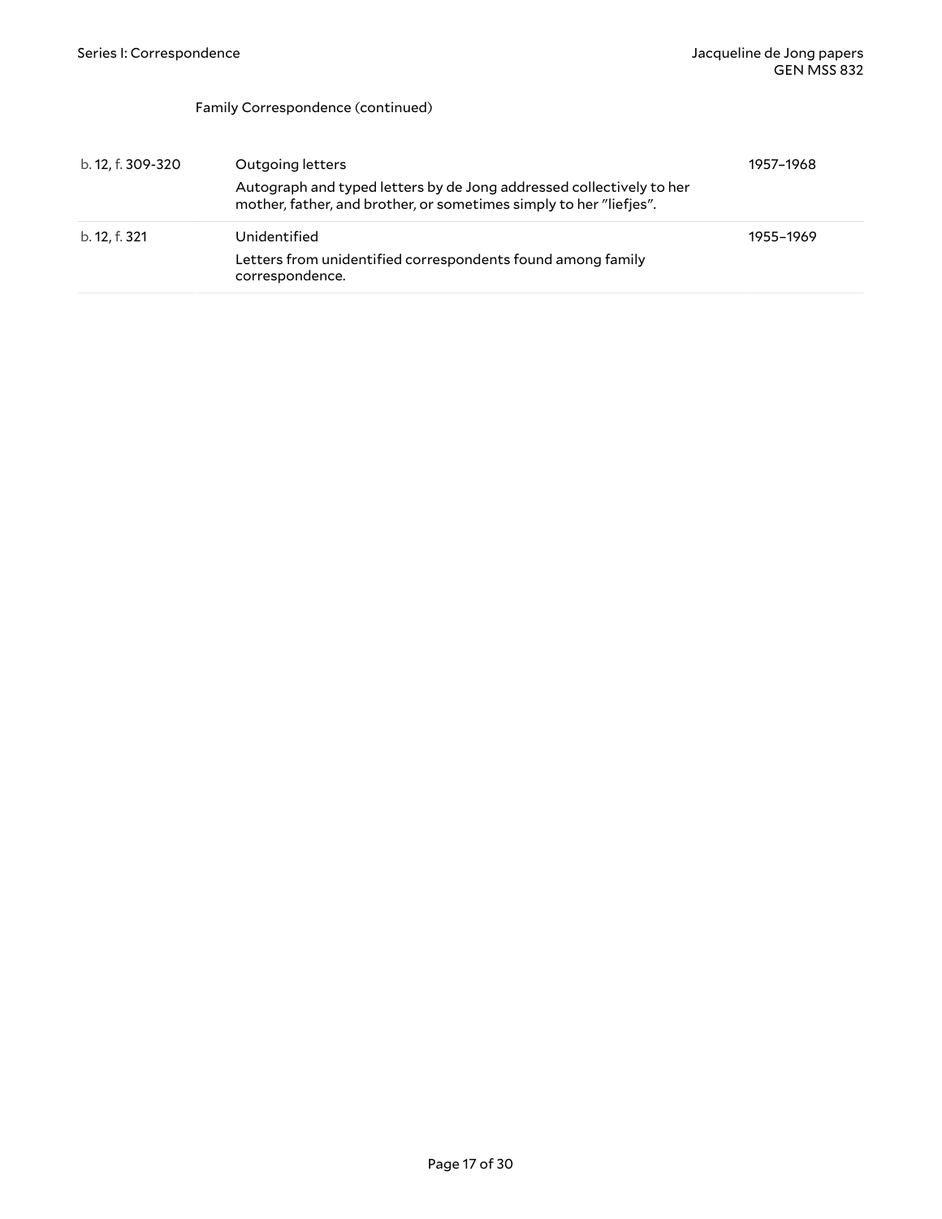Family Correspondence (continued)

| | | |
|---|---|---|
| b. 12, f. 309-320 | Outgoing letters<br>Autograph and typed letters by de Jong addressed collectively to her mother, father, and brother, or sometimes simply to her "liefjes". | 1957–1968 |
| b. 12, f. 321 | Unidentified<br>Letters from unidentified correspondents found among family correspondence. | 1955–1969 |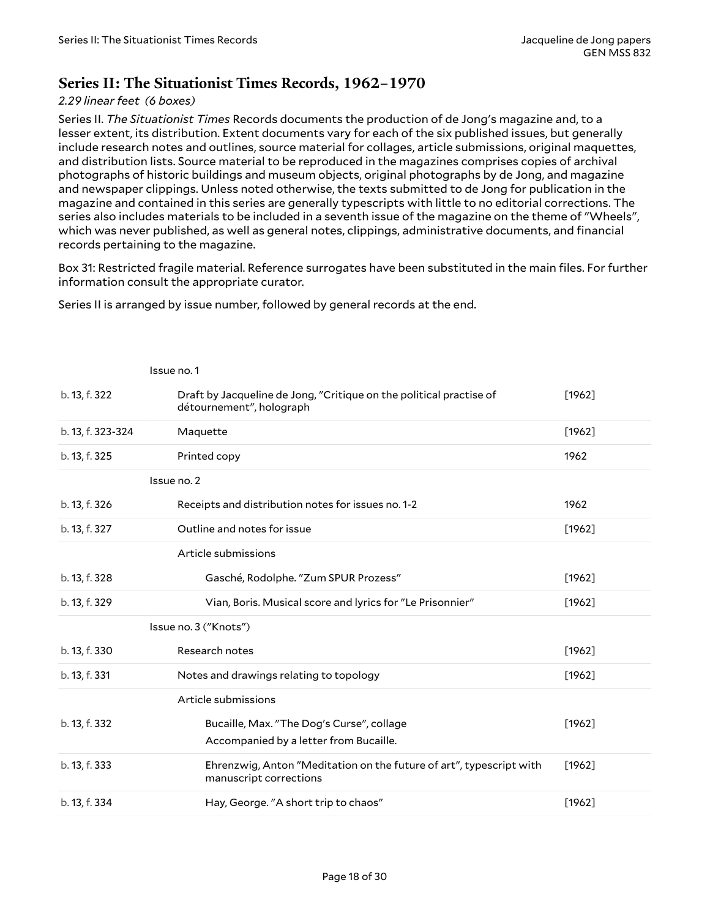## Series II: The Situationist Times Records, 1962–1970

*2.29 linear feet (6 boxes)*

Series II. *The Situationist Times* Records documents the production of de Jong's magazine and, to a lesser extent, its distribution. Extent documents vary for each of the six published issues, but generally include research notes and outlines, source material for collages, article submissions, original maquettes, and distribution lists. Source material to be reproduced in the magazines comprises copies of archival photographs of historic buildings and museum objects, original photographs by de Jong, and magazine and newspaper clippings. Unless noted otherwise, the texts submitted to de Jong for publication in the magazine and contained in this series are generally typescripts with little to no editorial corrections. The series also includes materials to be included in a seventh issue of the magazine on the theme of "Wheels", which was never published, as well as general notes, clippings, administrative documents, and financial records pertaining to the magazine.

Box 31: Restricted fragile material. Reference surrogates have been substituted in the main files. For further information consult the appropriate curator.

Series II is arranged by issue number, followed by general records at the end.

| Location | Description | Date |
|---|---|---|
| | Issue no. 1 | |
| b. 13, f. 322 | Draft by Jacqueline de Jong, "Critique on the political practise of détournement", holograph | [1962] |
| b. 13, f. 323-324 | Maquette | [1962] |
| b. 13, f. 325 | Printed copy | 1962 |
| | Issue no. 2 | |
| b. 13, f. 326 | Receipts and distribution notes for issues no. 1-2 | 1962 |
| b. 13, f. 327 | Outline and notes for issue | [1962] |
| | Article submissions | |
| b. 13, f. 328 | Gasché, Rodolphe. "Zum SPUR Prozess" | [1962] |
| b. 13, f. 329 | Vian, Boris. Musical score and lyrics for "Le Prisonnier" | [1962] |
| | Issue no. 3 ("Knots") | |
| b. 13, f. 330 | Research notes | [1962] |
| b. 13, f. 331 | Notes and drawings relating to topology | [1962] |
| | Article submissions | |
| b. 13, f. 332 | Bucaille, Max. "The Dog's Curse", collage<br>Accompanied by a letter from Bucaille. | [1962] |
| b. 13, f. 333 | Ehrenzwig, Anton "Meditation on the future of art", typescript with manuscript corrections | [1962] |
| b. 13, f. 334 | Hay, George. "A short trip to chaos" | [1962] |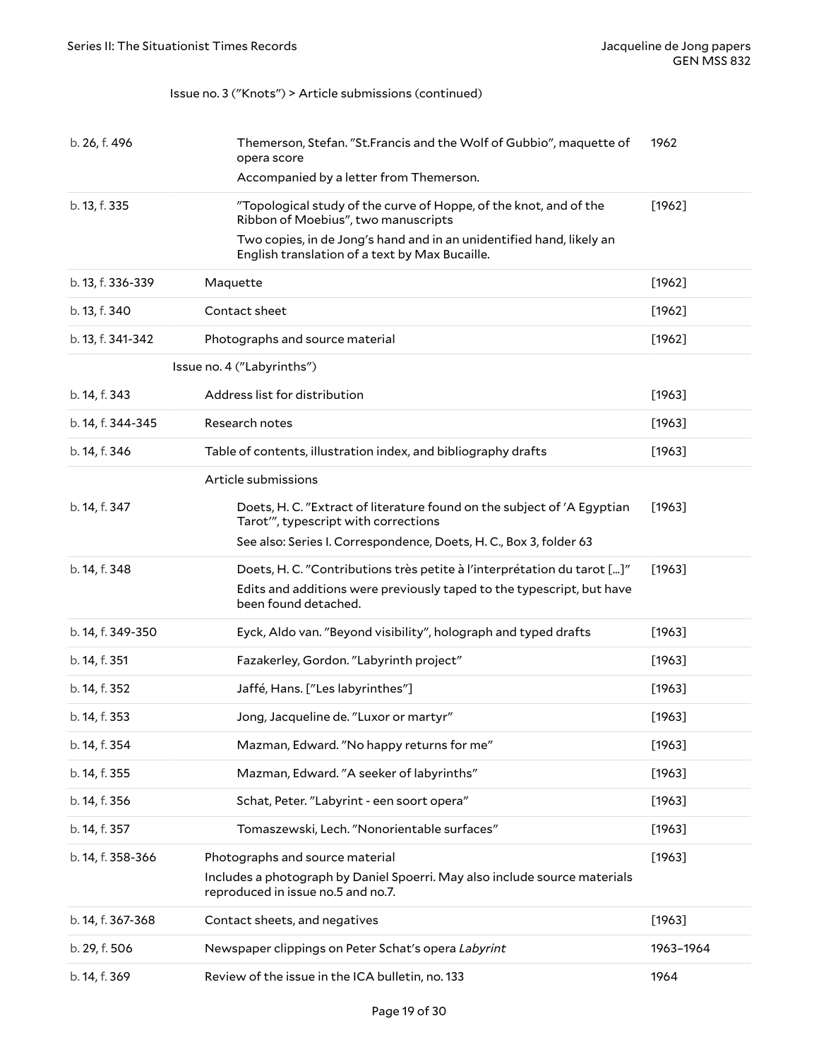Issue no. 3 ("Knots") > Article submissions (continued)

| Location | Description | Date |
| --- | --- | --- |
| b. 26, f. 496 | Themerson, Stefan. "St.Francis and the Wolf of Gubbio", maquette of opera score<br>Accompanied by a letter from Themerson. | 1962 |
| b. 13, f. 335 | "Topological study of the curve of Hoppe, of the knot, and of the Ribbon of Moebius", two manuscripts<br>Two copies, in de Jong's hand and in an unidentified hand, likely an English translation of a text by Max Bucaille. | [1962] |
| b. 13, f. 336-339 | Maquette | [1962] |
| b. 13, f. 340 | Contact sheet | [1962] |
| b. 13, f. 341-342 | Photographs and source material | [1962] |
| | **Issue no. 4 ("Labyrinths")** | |
| b. 14, f. 343 | Address list for distribution | [1963] |
| b. 14, f. 344-345 | Research notes | [1963] |
| b. 14, f. 346 | Table of contents, illustration index, and bibliography drafts | [1963] |
| | Article submissions | |
| b. 14, f. 347 | Doets, H. C. "Extract of literature found on the subject of 'A Egyptian Tarot'", typescript with corrections<br>See also: Series I. Correspondence, Doets, H. C., Box 3, folder 63 | [1963] |
| b. 14, f. 348 | Doets, H. C. "Contributions très petite à l'interprétation du tarot [...]"<br>Edits and additions were previously taped to the typescript, but have been found detached. | [1963] |
| b. 14, f. 349-350 | Eyck, Aldo van. "Beyond visibility", holograph and typed drafts | [1963] |
| b. 14, f. 351 | Fazakerley, Gordon. "Labyrinth project" | [1963] |
| b. 14, f. 352 | Jaffé, Hans. ["Les labyrinthes"] | [1963] |
| b. 14, f. 353 | Jong, Jacqueline de. "Luxor or martyr" | [1963] |
| b. 14, f. 354 | Mazman, Edward. "No happy returns for me" | [1963] |
| b. 14, f. 355 | Mazman, Edward. "A seeker of labyrinths" | [1963] |
| b. 14, f. 356 | Schat, Peter. "Labyrint - een soort opera" | [1963] |
| b. 14, f. 357 | Tomaszewski, Lech. "Nonorientable surfaces" | [1963] |
| b. 14, f. 358-366 | Photographs and source material<br>Includes a photograph by Daniel Spoerri. May also include source materials reproduced in issue no.5 and no.7. | [1963] |
| b. 14, f. 367-368 | Contact sheets, and negatives | [1963] |
| b. 29, f. 506 | Newspaper clippings on Peter Schat's opera *Labyrint* | 1963–1964 |
| b. 14, f. 369 | Review of the issue in the ICA bulletin, no. 133 | 1964 |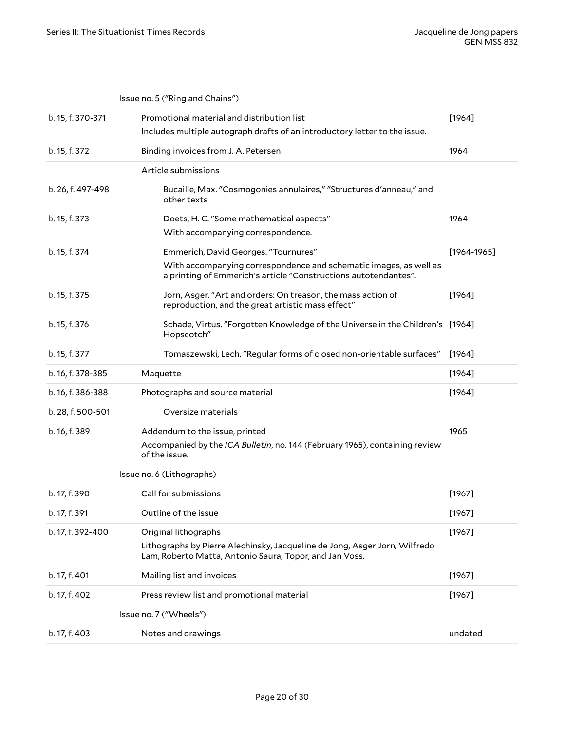Issue no. 5 ("Ring and Chains")

| | | |
|---|---|---|
| b. 15, f. 370-371 | Promotional material and distribution list<br>Includes multiple autograph drafts of an introductory letter to the issue. | [1964] |
| b. 15, f. 372 | Binding invoices from J. A. Petersen | 1964 |
| | Article submissions | |
| b. 26, f. 497-498 | Bucaille, Max. "Cosmogonies annulaires," "Structures d'anneau," and other texts | |
| b. 15, f. 373 | Doets, H. C. "Some mathematical aspects"<br>With accompanying correspondence. | 1964 |
| b. 15, f. 374 | Emmerich, David Georges. "Tournures"<br>With accompanying correspondence and schematic images, as well as a printing of Emmerich's article "Constructions autotendantes". | [1964-1965] |
| b. 15, f. 375 | Jorn, Asger. "Art and orders: On treason, the mass action of reproduction, and the great artistic mass effect" | [1964] |
| b. 15, f. 376 | Schade, Virtus. "Forgotten Knowledge of the Universe in the Children's Hopscotch" | [1964] |
| b. 15, f. 377 | Tomaszewski, Lech. "Regular forms of closed non-orientable surfaces" | [1964] |
| b. 16, f. 378-385 | Maquette | [1964] |
| b. 16, f. 386-388 | Photographs and source material | [1964] |
| b. 28, f. 500-501 | Oversize materials | |
| b. 16, f. 389 | Addendum to the issue, printed<br>Accompanied by the *ICA Bulletin*, no. 144 (February 1965), containing review of the issue. | 1965 |

Issue no. 6 (Lithographs)

| | | |
|---|---|---|
| b. 17, f. 390 | Call for submissions | [1967] |
| b. 17, f. 391 | Outline of the issue | [1967] |
| b. 17, f. 392-400 | Original lithographs<br>Lithographs by Pierre Alechinsky, Jacqueline de Jong, Asger Jorn, Wilfredo Lam, Roberto Matta, Antonio Saura, Topor, and Jan Voss. | [1967] |
| b. 17, f. 401 | Mailing list and invoices | [1967] |
| b. 17, f. 402 | Press review list and promotional material | [1967] |

Issue no. 7 ("Wheels")

| | | |
|---|---|---|
| b. 17, f. 403 | Notes and drawings | undated |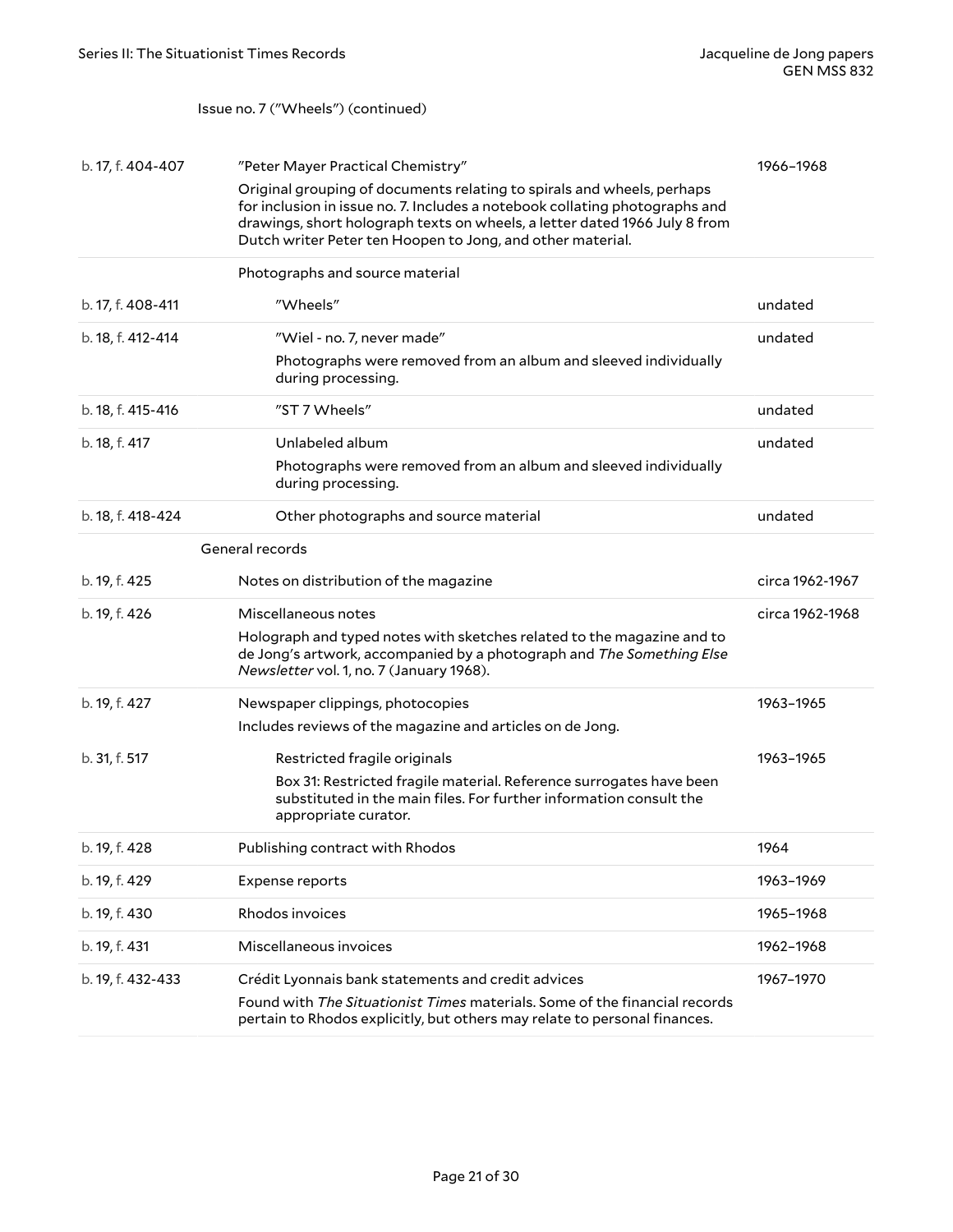Issue no. 7 ("Wheels") (continued)

| Location | Description | Date |
|---|---|---|
| b. 17, f. 404-407 | "Peter Mayer Practical Chemistry"<br>Original grouping of documents relating to spirals and wheels, perhaps for inclusion in issue no. 7. Includes a notebook collating photographs and drawings, short holograph texts on wheels, a letter dated 1966 July 8 from Dutch writer Peter ten Hoopen to Jong, and other material. | 1966–1968 |
| | Photographs and source material | |
| b. 17, f. 408-411 | "Wheels" | undated |
| b. 18, f. 412-414 | "Wiel - no. 7, never made"<br>Photographs were removed from an album and sleeved individually during processing. | undated |
| b. 18, f. 415-416 | "ST 7 Wheels" | undated |
| b. 18, f. 417 | Unlabeled album<br>Photographs were removed from an album and sleeved individually during processing. | undated |
| b. 18, f. 418-424 | Other photographs and source material | undated |

General records

| Location | Description | Date |
|---|---|---|
| b. 19, f. 425 | Notes on distribution of the magazine | circa 1962-1967 |
| b. 19, f. 426 | Miscellaneous notes<br>Holograph and typed notes with sketches related to the magazine and to de Jong's artwork, accompanied by a photograph and *The Something Else Newsletter* vol. 1, no. 7 (January 1968). | circa 1962-1968 |
| b. 19, f. 427 | Newspaper clippings, photocopies<br>Includes reviews of the magazine and articles on de Jong. | 1963–1965 |
| b. 31, f. 517 | Restricted fragile originals<br>Box 31: Restricted fragile material. Reference surrogates have been substituted in the main files. For further information consult the appropriate curator. | 1963–1965 |
| b. 19, f. 428 | Publishing contract with Rhodos | 1964 |
| b. 19, f. 429 | Expense reports | 1963–1969 |
| b. 19, f. 430 | Rhodos invoices | 1965–1968 |
| b. 19, f. 431 | Miscellaneous invoices | 1962–1968 |
| b. 19, f. 432-433 | Crédit Lyonnais bank statements and credit advices<br>Found with *The Situationist Times* materials. Some of the financial records pertain to Rhodos explicitly, but others may relate to personal finances. | 1967–1970 |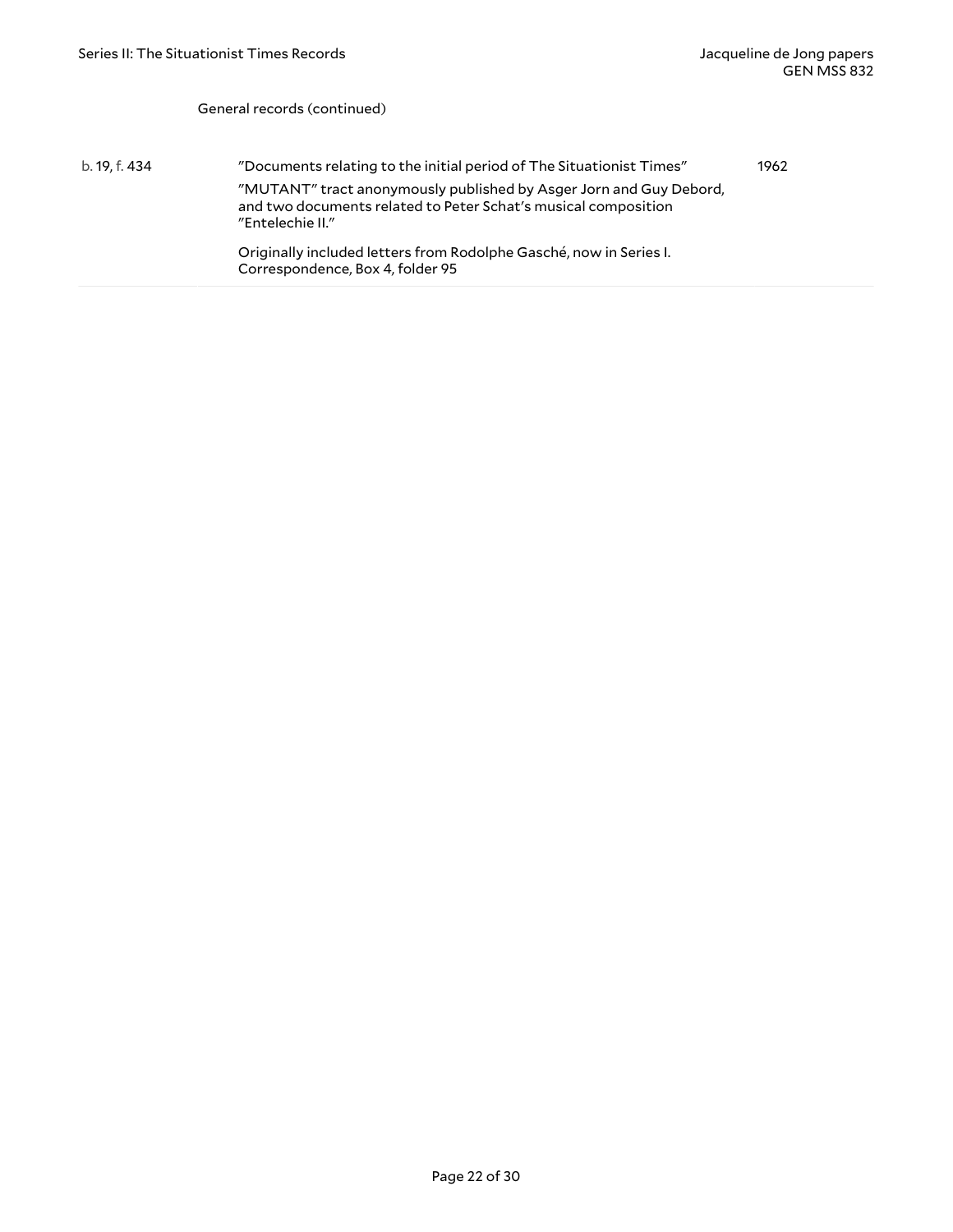General records (continued)

| | | |
|---|---|---|
| b. 19, f. 434 | "Documents relating to the initial period of The Situationist Times"<br><br>"MUTANT" tract anonymously published by Asger Jorn and Guy Debord, and two documents related to Peter Schat's musical composition "Entelechie II."<br><br>Originally included letters from Rodolphe Gasché, now in Series I. Correspondence, Box 4, folder 95 | 1962 |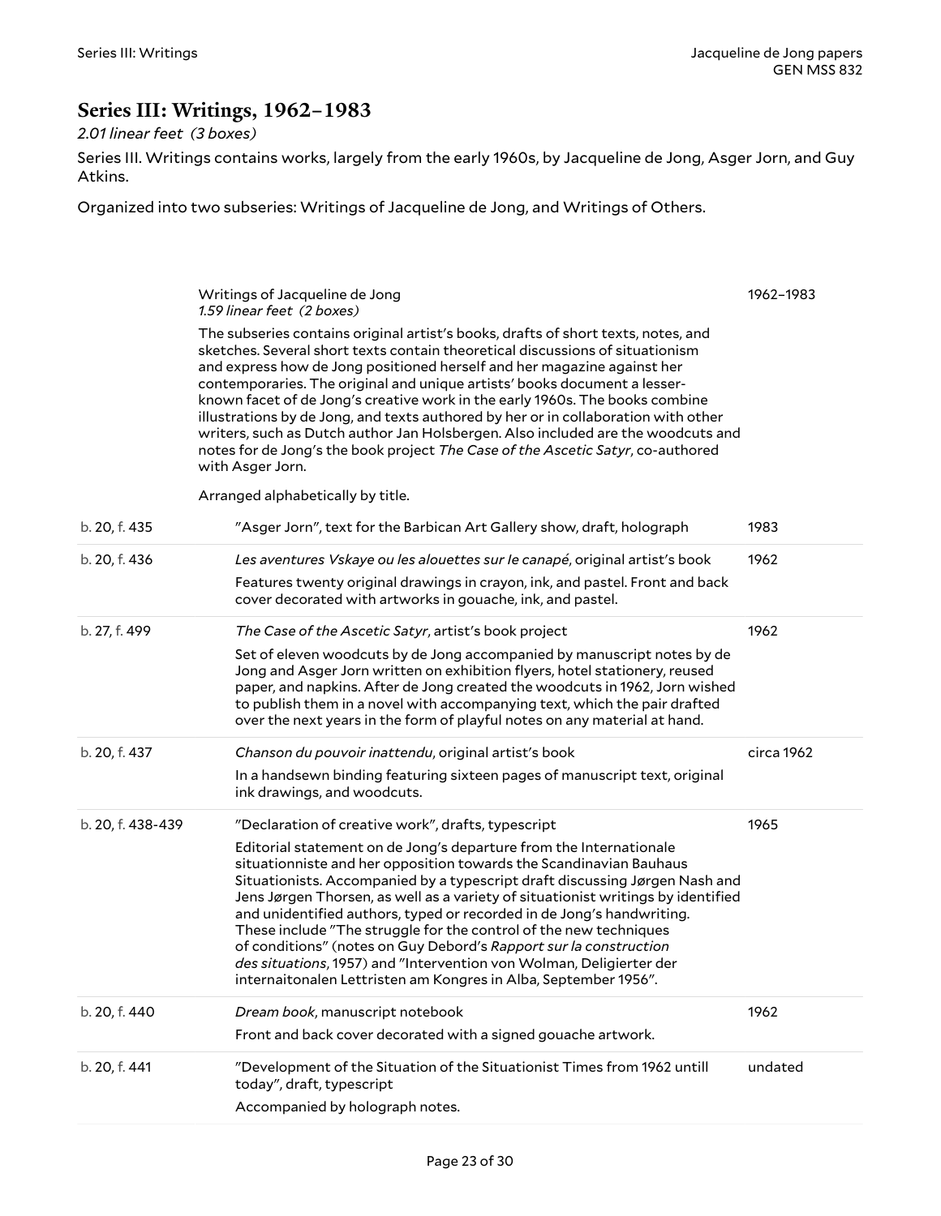## Series III: Writings, 1962–1983

*2.01 linear feet (3 boxes)*

Series III. Writings contains works, largely from the early 1960s, by Jacqueline de Jong, Asger Jorn, and Guy Atkins.

Organized into two subseries: Writings of Jacqueline de Jong, and Writings of Others.

### Writings of Jacqueline de Jong — 1962–1983

*1.59 linear feet (2 boxes)*

The subseries contains original artist's books, drafts of short texts, notes, and sketches. Several short texts contain theoretical discussions of situationism and express how de Jong positioned herself and her magazine against her contemporaries. The original and unique artists' books document a lesser-known facet of de Jong's creative work in the early 1960s. The books combine illustrations by de Jong, and texts authored by her or in collaboration with other writers, such as Dutch author Jan Holsbergen. Also included are the woodcuts and notes for de Jong's the book project *The Case of the Ascetic Satyr*, co-authored with Asger Jorn.

Arranged alphabetically by title.

| Location | Description | Date |
|---|---|---|
| b. 20, f. 435 | "Asger Jorn", text for the Barbican Art Gallery show, draft, holograph | 1983 |
| b. 20, f. 436 | *Les aventures Vskaye ou les alouettes sur Ie canapé*, original artist's book<br>Features twenty original drawings in crayon, ink, and pastel. Front and back cover decorated with artworks in gouache, ink, and pastel. | 1962 |
| b. 27, f. 499 | *The Case of the Ascetic Satyr*, artist's book project<br>Set of eleven woodcuts by de Jong accompanied by manuscript notes by de Jong and Asger Jorn written on exhibition flyers, hotel stationery, reused paper, and napkins. After de Jong created the woodcuts in 1962, Jorn wished to publish them in a novel with accompanying text, which the pair drafted over the next years in the form of playful notes on any material at hand. | 1962 |
| b. 20, f. 437 | *Chanson du pouvoir inattendu*, original artist's book<br>In a handsewn binding featuring sixteen pages of manuscript text, original ink drawings, and woodcuts. | circa 1962 |
| b. 20, f. 438-439 | "Declaration of creative work", drafts, typescript<br>Editorial statement on de Jong's departure from the Internationale situationniste and her opposition towards the Scandinavian Bauhaus Situationists. Accompanied by a typescript draft discussing Jørgen Nash and Jens Jørgen Thorsen, as well as a variety of situationist writings by identified and unidentified authors, typed or recorded in de Jong's handwriting. These include "The struggle for the control of the new techniques of conditions" (notes on Guy Debord's *Rapport sur la construction des situations*, 1957) and "Intervention von Wolman, Deligierter der internaitonalen Lettristen am Kongres in Alba, September 1956". | 1965 |
| b. 20, f. 440 | *Dream book*, manuscript notebook<br>Front and back cover decorated with a signed gouache artwork. | 1962 |
| b. 20, f. 441 | "Development of the Situation of the Situationist Times from 1962 untill today", draft, typescript<br>Accompanied by holograph notes. | undated |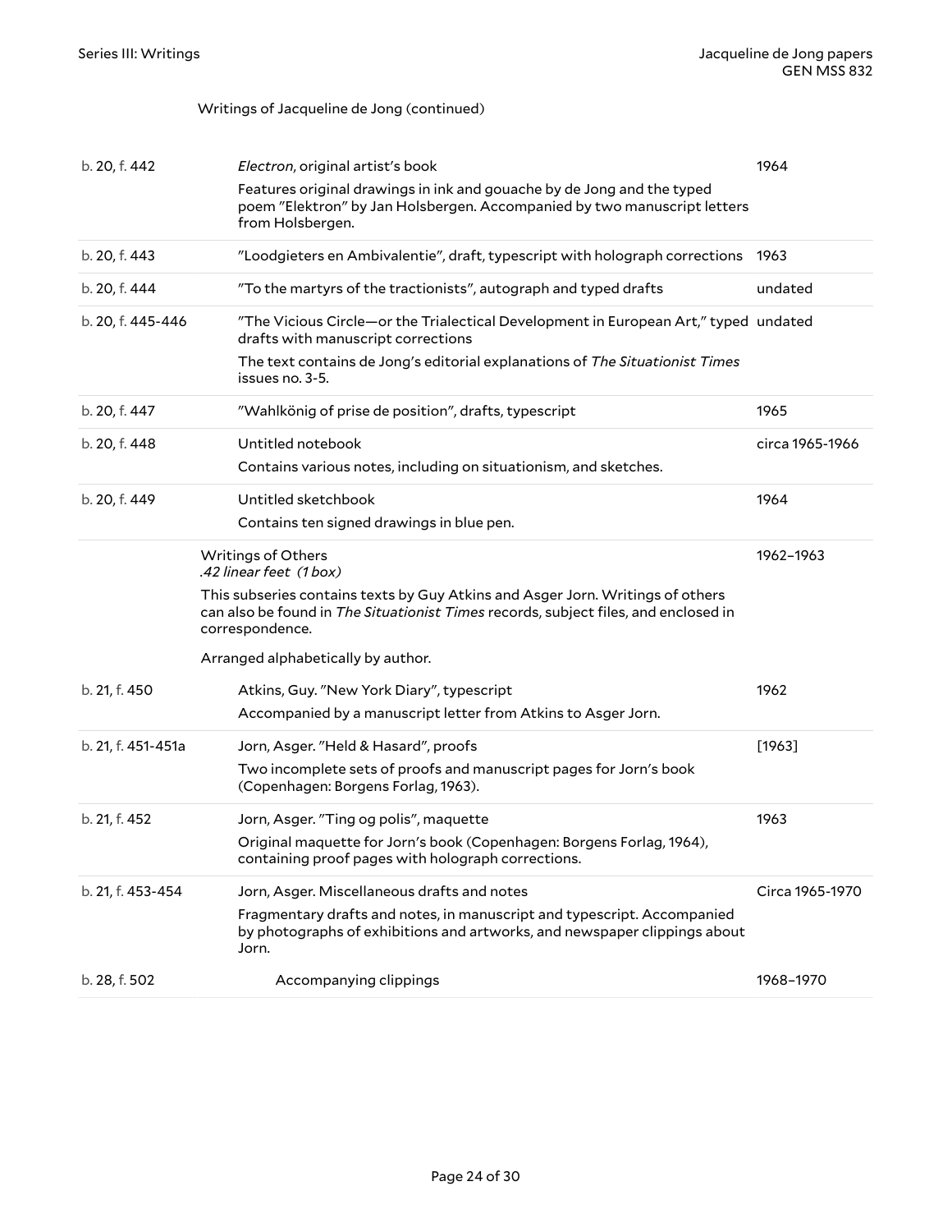Writings of Jacqueline de Jong (continued)

| | | |
|---|---|---|
| b. 20, f. 442 | *Electron*, original artist's book<br>Features original drawings in ink and gouache by de Jong and the typed poem "Elektron" by Jan Holsbergen. Accompanied by two manuscript letters from Holsbergen. | 1964 |
| b. 20, f. 443 | "Loodgieters en Ambivalentie", draft, typescript with holograph corrections | 1963 |
| b. 20, f. 444 | "To the martyrs of the tractionists", autograph and typed drafts | undated |
| b. 20, f. 445-446 | "The Vicious Circle—or the Trialectical Development in European Art," typed drafts with manuscript corrections<br>The text contains de Jong's editorial explanations of *The Situationist Times* issues no. 3-5. | undated |
| b. 20, f. 447 | "Wahlkönig of prise de position", drafts, typescript | 1965 |
| b. 20, f. 448 | Untitled notebook<br>Contains various notes, including on situationism, and sketches. | circa 1965-1966 |
| b. 20, f. 449 | Untitled sketchbook<br>Contains ten signed drawings in blue pen. | 1964 |

Writings of Others
*.42 linear feet (1 box)*

1962–1963

This subseries contains texts by Guy Atkins and Asger Jorn. Writings of others can also be found in *The Situationist Times* records, subject files, and enclosed in correspondence.

Arranged alphabetically by author.

| | | |
|---|---|---|
| b. 21, f. 450 | Atkins, Guy. "New York Diary", typescript<br>Accompanied by a manuscript letter from Atkins to Asger Jorn. | 1962 |
| b. 21, f. 451-451a | Jorn, Asger. "Held & Hasard", proofs<br>Two incomplete sets of proofs and manuscript pages for Jorn's book (Copenhagen: Borgens Forlag, 1963). | [1963] |
| b. 21, f. 452 | Jorn, Asger. "Ting og polis", maquette<br>Original maquette for Jorn's book (Copenhagen: Borgens Forlag, 1964), containing proof pages with holograph corrections. | 1963 |
| b. 21, f. 453-454 | Jorn, Asger. Miscellaneous drafts and notes<br>Fragmentary drafts and notes, in manuscript and typescript. Accompanied by photographs of exhibitions and artworks, and newspaper clippings about Jorn. | Circa 1965-1970 |
| b. 28, f. 502 | Accompanying clippings | 1968–1970 |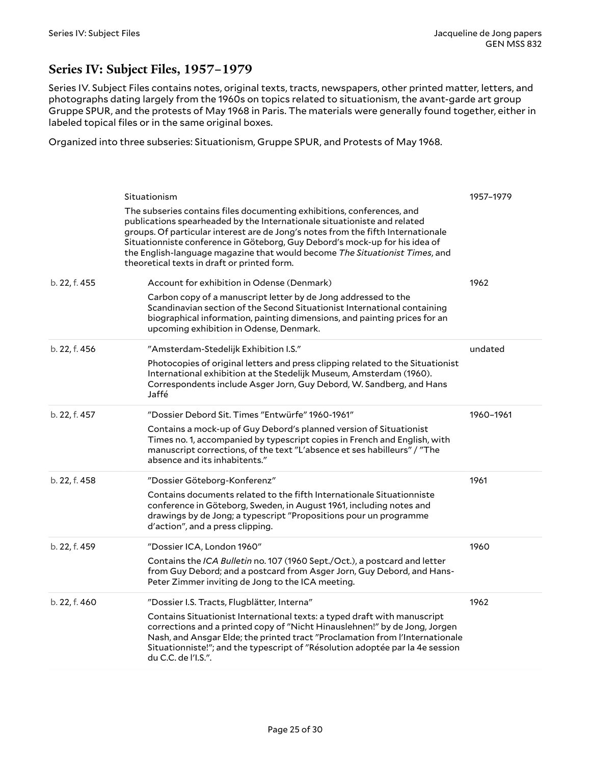## Series IV: Subject Files, 1957–1979

Series IV. Subject Files contains notes, original texts, tracts, newspapers, other printed matter, letters, and photographs dating largely from the 1960s on topics related to situationism, the avant-garde art group Gruppe SPUR, and the protests of May 1968 in Paris. The materials were generally found together, either in labeled topical files or in the same original boxes.

Organized into three subseries: Situationism, Gruppe SPUR, and Protests of May 1968.

### Situationism — 1957–1979

The subseries contains files documenting exhibitions, conferences, and publications spearheaded by the Internationale situationiste and related groups. Of particular interest are de Jong's notes from the fifth Internationale Situationniste conference in Göteborg, Guy Debord's mock-up for his idea of the English-language magazine that would become *The Situationist Times*, and theoretical texts in draft or printed form.

| Location | Description | Date |
| --- | --- | --- |
| b. 22, f. 455 | Account for exhibition in Odense (Denmark)<br>Carbon copy of a manuscript letter by de Jong addressed to the Scandinavian section of the Second Situationist International containing biographical information, painting dimensions, and painting prices for an upcoming exhibition in Odense, Denmark. | 1962 |
| b. 22, f. 456 | "Amsterdam-Stedelijk Exhibition I.S."<br>Photocopies of original letters and press clipping related to the Situationist International exhibition at the Stedelijk Museum, Amsterdam (1960). Correspondents include Asger Jorn, Guy Debord, W. Sandberg, and Hans Jaffé | undated |
| b. 22, f. 457 | "Dossier Debord Sit. Times "Entwürfe" 1960-1961"<br>Contains a mock-up of Guy Debord's planned version of Situationist Times no. 1, accompanied by typescript copies in French and English, with manuscript corrections, of the text "L'absence et ses habilleurs" / "The absence and its inhabitents." | 1960–1961 |
| b. 22, f. 458 | "Dossier Göteborg-Konferenz"<br>Contains documents related to the fifth Internationale Situationniste conference in Göteborg, Sweden, in August 1961, including notes and drawings by de Jong; a typescript "Propositions pour un programme d'action", and a press clipping. | 1961 |
| b. 22, f. 459 | "Dossier ICA, London 1960"<br>Contains the *ICA Bulletin* no. 107 (1960 Sept./Oct.), a postcard and letter from Guy Debord; and a postcard from Asger Jorn, Guy Debord, and Hans-Peter Zimmer inviting de Jong to the ICA meeting. | 1960 |
| b. 22, f. 460 | "Dossier I.S. Tracts, Flugblätter, Interna"<br>Contains Situationist International texts: a typed draft with manuscript corrections and a printed copy of "Nicht Hinauslehnen!" by de Jong, Jorgen Nash, and Ansgar Elde; the printed tract "Proclamation from l'Internationale Situationniste!"; and the typescript of "Résolution adoptée par la 4e session du C.C. de l'I.S.". | 1962 |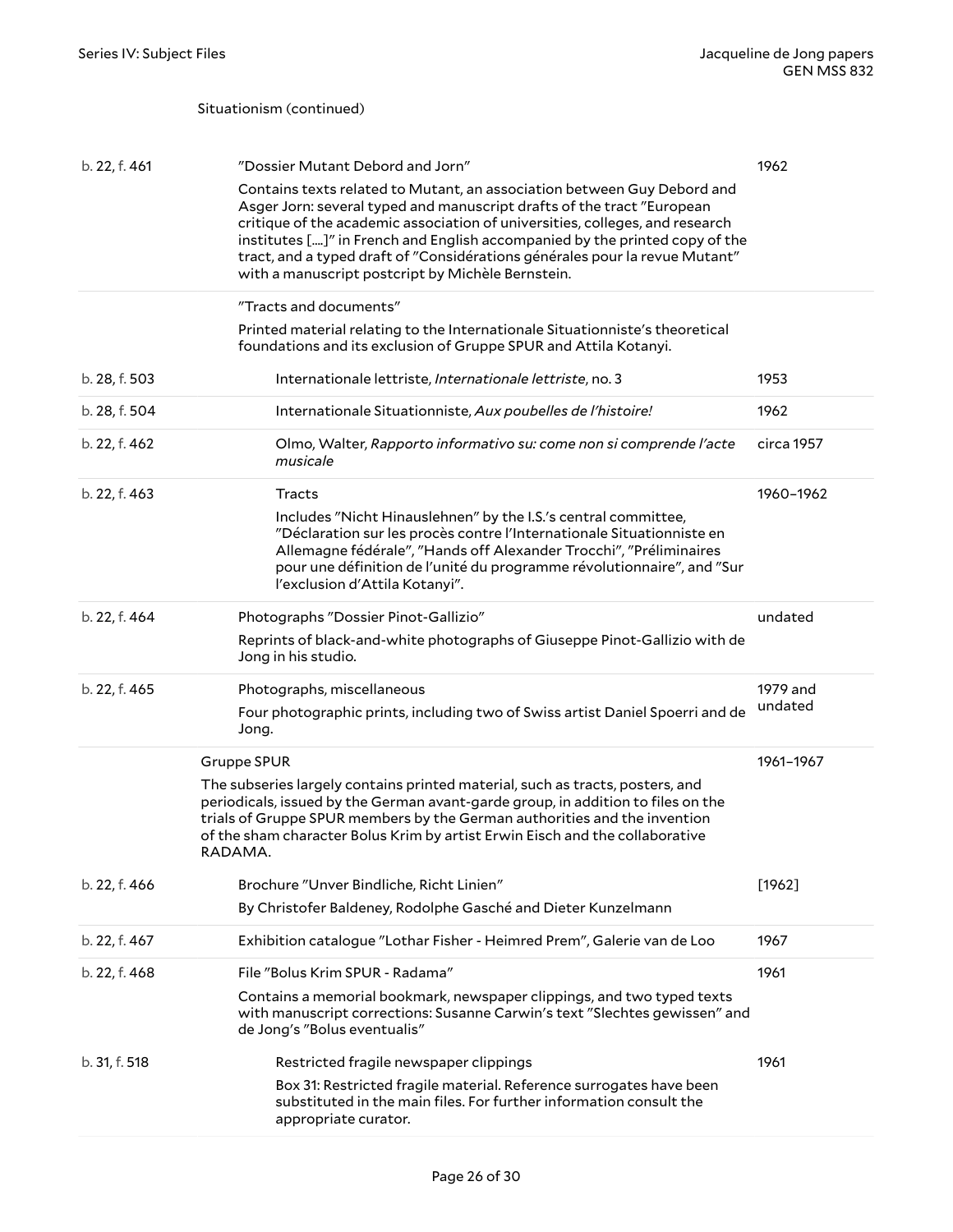Situationism (continued)

| | | |
|---|---|---|
| b. 22, f. 461 | "Dossier Mutant Debord and Jorn"<br>Contains texts related to Mutant, an association between Guy Debord and Asger Jorn: several typed and manuscript drafts of the tract "European critique of the academic association of universities, colleges, and research institutes [....]" in French and English accompanied by the printed copy of the tract, and a typed draft of "Considérations générales pour la revue Mutant" with a manuscript postcript by Michèle Bernstein. | 1962 |
| | "Tracts and documents"<br>Printed material relating to the Internationale Situationniste's theoretical foundations and its exclusion of Gruppe SPUR and Attila Kotanyi. | |
| b. 28, f. 503 | Internationale lettriste, *Internationale lettriste*, no. 3 | 1953 |
| b. 28, f. 504 | Internationale Situationniste, *Aux poubelles de l'histoire!* | 1962 |
| b. 22, f. 462 | Olmo, Walter, *Rapporto informativo su: come non si comprende l'acte musicale* | circa 1957 |
| b. 22, f. 463 | Tracts<br>Includes "Nicht Hinauslehnen" by the I.S.'s central committee, "Déclaration sur les procès contre l'Internationale Situationniste en Allemagne fédérale", "Hands off Alexander Trocchi", "Préliminaires pour une définition de l'unité du programme révolutionnaire", and "Sur l'exclusion d'Attila Kotanyi". | 1960–1962 |
| b. 22, f. 464 | Photographs "Dossier Pinot-Gallizio"<br>Reprints of black-and-white photographs of Giuseppe Pinot-Gallizio with de Jong in his studio. | undated |
| b. 22, f. 465 | Photographs, miscellaneous<br>Four photographic prints, including two of Swiss artist Daniel Spoerri and de Jong. | 1979 and undated |

Gruppe SPUR — 1961–1967

The subseries largely contains printed material, such as tracts, posters, and periodicals, issued by the German avant-garde group, in addition to files on the trials of Gruppe SPUR members by the German authorities and the invention of the sham character Bolus Krim by artist Erwin Eisch and the collaborative RADAMA.

| | | |
|---|---|---|
| b. 22, f. 466 | Brochure "Unver Bindliche, Richt Linien"<br>By Christofer Baldeney, Rodolphe Gasché and Dieter Kunzelmann | [1962] |
| b. 22, f. 467 | Exhibition catalogue "Lothar Fisher - Heimred Prem", Galerie van de Loo | 1967 |
| b. 22, f. 468 | File "Bolus Krim SPUR - Radama"<br>Contains a memorial bookmark, newspaper clippings, and two typed texts with manuscript corrections: Susanne Carwin's text "Slechtes gewissen" and de Jong's "Bolus eventualis" | 1961 |
| b. 31, f. 518 | Restricted fragile newspaper clippings<br>Box 31: Restricted fragile material. Reference surrogates have been substituted in the main files. For further information consult the appropriate curator. | 1961 |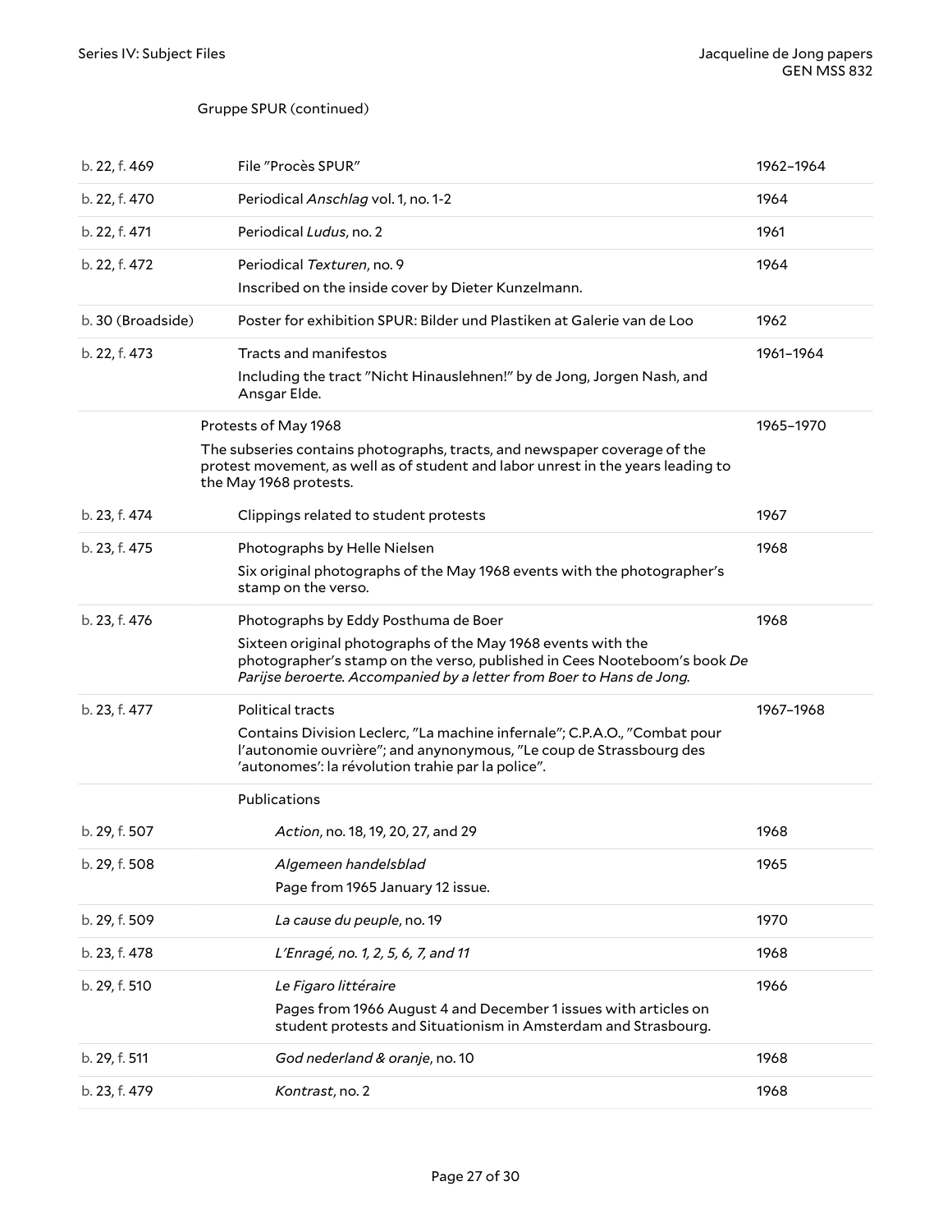Gruppe SPUR (continued)

| | | |
|---|---|---|
| b. 22, f. 469 | File "Procès SPUR" | 1962–1964 |
| b. 22, f. 470 | Periodical *Anschlag* vol. 1, no. 1-2 | 1964 |
| b. 22, f. 471 | Periodical *Ludus*, no. 2 | 1961 |
| b. 22, f. 472 | Periodical *Texturen*, no. 9<br>Inscribed on the inside cover by Dieter Kunzelmann. | 1964 |
| b. 30 (Broadside) | Poster for exhibition SPUR: Bilder und Plastiken at Galerie van de Loo | 1962 |
| b. 22, f. 473 | Tracts and manifestos<br>Including the tract "Nicht Hinauslehnen!" by de Jong, Jorgen Nash, and Ansgar Elde. | 1961–1964 |

Protests of May 1968 — 1965–1970

The subseries contains photographs, tracts, and newspaper coverage of the protest movement, as well as of student and labor unrest in the years leading to the May 1968 protests.

| | | |
|---|---|---|
| b. 23, f. 474 | Clippings related to student protests | 1967 |
| b. 23, f. 475 | Photographs by Helle Nielsen<br>Six original photographs of the May 1968 events with the photographer's stamp on the verso. | 1968 |
| b. 23, f. 476 | Photographs by Eddy Posthuma de Boer<br>Sixteen original photographs of the May 1968 events with the photographer's stamp on the verso, published in Cees Nooteboom's book *De Parijse beroerte. Accompanied by a letter from Boer to Hans de Jong.* | 1968 |
| b. 23, f. 477 | Political tracts<br>Contains Division Leclerc, "La machine infernale"; C.P.A.O., "Combat pour l'autonomie ouvrière"; and anynonymous, "Le coup de Strassbourg des 'autonomes': la révolution trahie par la police". | 1967–1968 |
| | Publications | |
| b. 29, f. 507 | *Action*, no. 18, 19, 20, 27, and 29 | 1968 |
| b. 29, f. 508 | *Algemeen handelsblad*<br>Page from 1965 January 12 issue. | 1965 |
| b. 29, f. 509 | *La cause du peuple*, no. 19 | 1970 |
| b. 23, f. 478 | *L'Enragé, no. 1, 2, 5, 6, 7, and 11* | 1968 |
| b. 29, f. 510 | *Le Figaro littéraire*<br>Pages from 1966 August 4 and December 1 issues with articles on student protests and Situationism in Amsterdam and Strasbourg. | 1966 |
| b. 29, f. 511 | *God nederland & oranje*, no. 10 | 1968 |
| b. 23, f. 479 | *Kontrast*, no. 2 | 1968 |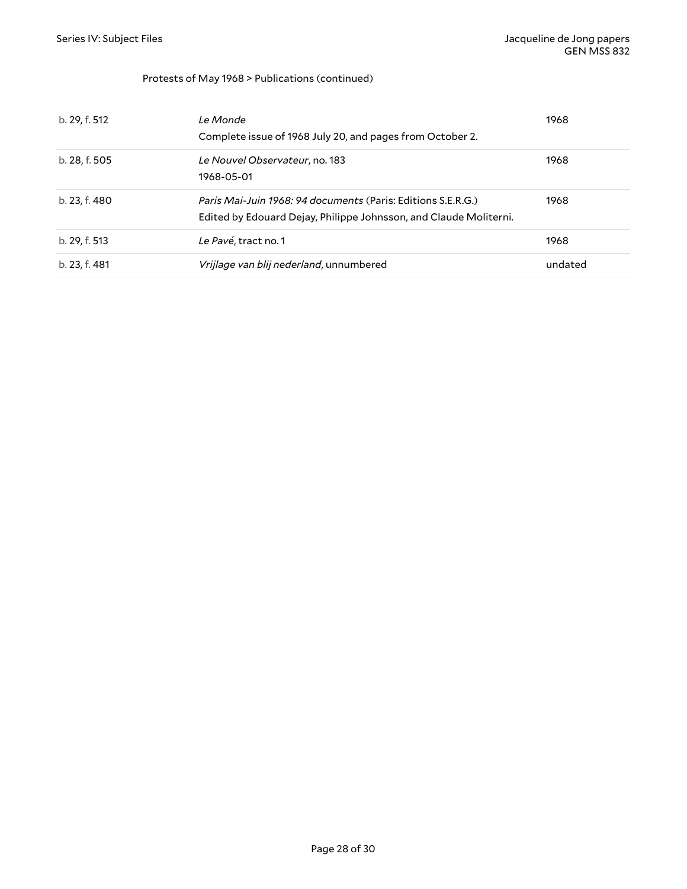Protests of May 1968 > Publications (continued)

| | | |
|---|---|---|
| b. 29, f. 512 | *Le Monde*<br>Complete issue of 1968 July 20, and pages from October 2. | 1968 |
| b. 28, f. 505 | *Le Nouvel Observateur*, no. 183<br>1968-05-01 | 1968 |
| b. 23, f. 480 | *Paris Mai-Juin 1968: 94 documents* (Paris: Editions S.E.R.G.)<br>Edited by Edouard Dejay, Philippe Johnsson, and Claude Moliterni. | 1968 |
| b. 29, f. 513 | *Le Pavé*, tract no. 1 | 1968 |
| b. 23, f. 481 | *Vrijlage van blij nederland*, unnumbered | undated |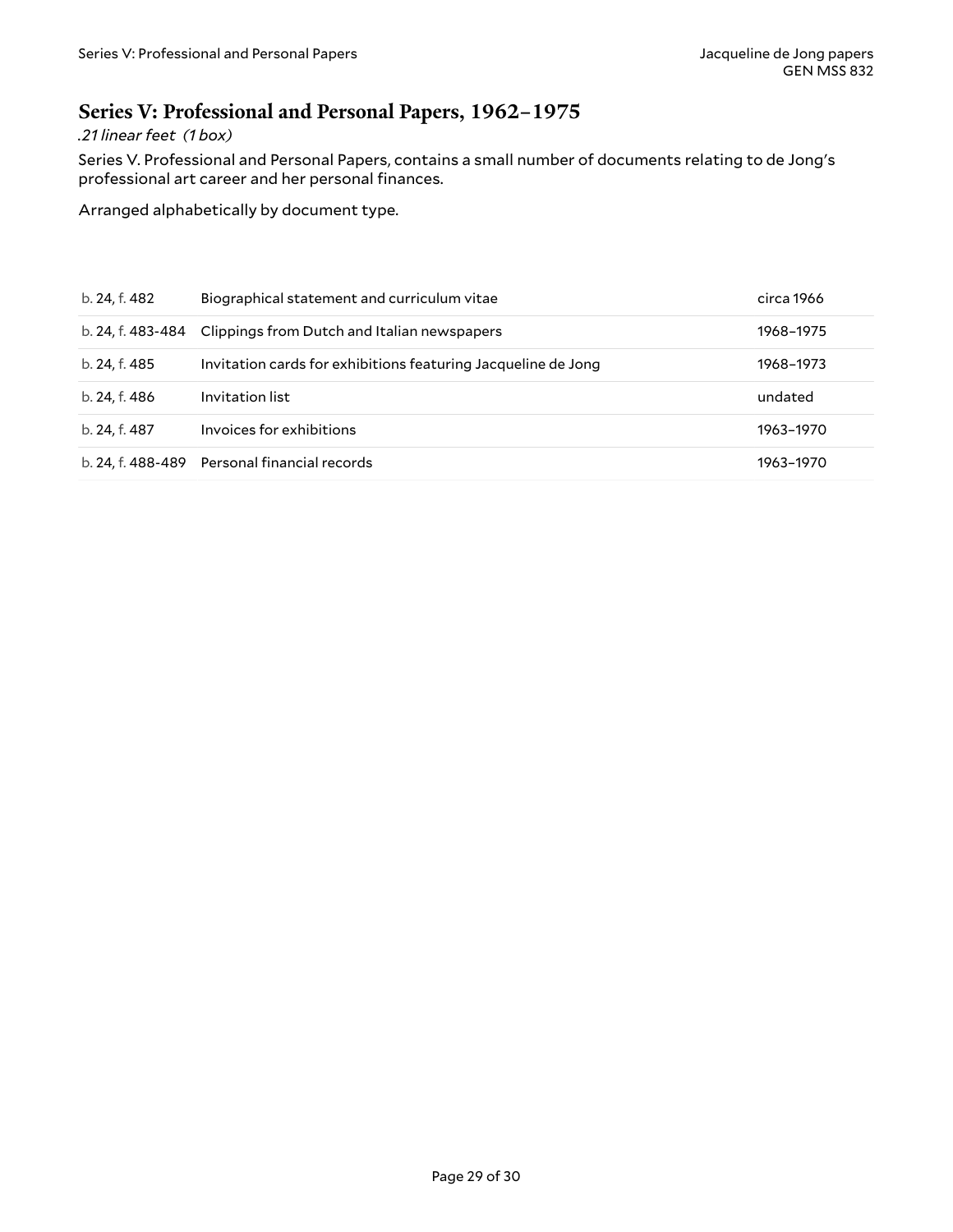## Series V: Professional and Personal Papers, 1962–1975

*.21 linear feet (1 box)*

Series V. Professional and Personal Papers, contains a small number of documents relating to de Jong's professional art career and her personal finances.

Arranged alphabetically by document type.

| | | |
|---|---|---|
| b. 24, f. 482 | Biographical statement and curriculum vitae | circa 1966 |
| b. 24, f. 483-484 | Clippings from Dutch and Italian newspapers | 1968–1975 |
| b. 24, f. 485 | Invitation cards for exhibitions featuring Jacqueline de Jong | 1968–1973 |
| b. 24, f. 486 | Invitation list | undated |
| b. 24, f. 487 | Invoices for exhibitions | 1963–1970 |
| b. 24, f. 488-489 | Personal financial records | 1963–1970 |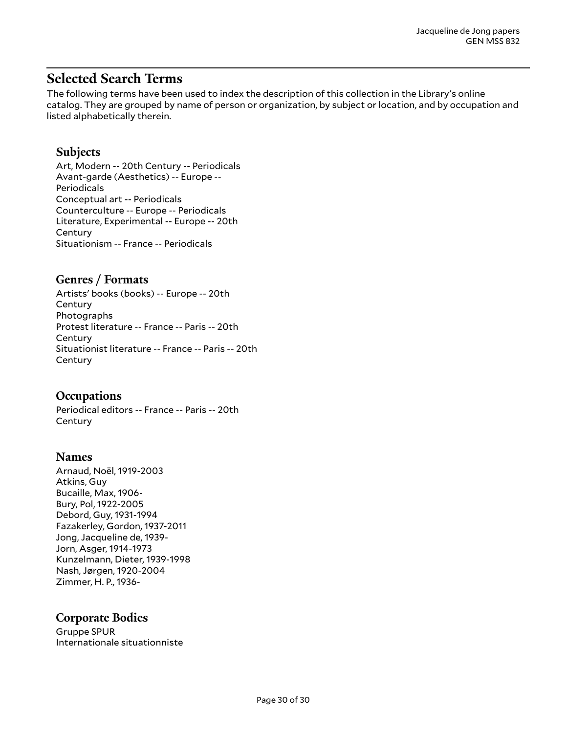## Selected Search Terms

The following terms have been used to index the description of this collection in the Library's online catalog. They are grouped by name of person or organization, by subject or location, and by occupation and listed alphabetically therein.

### Subjects

Art, Modern -- 20th Century -- Periodicals
Avant-garde (Aesthetics) -- Europe -- Periodicals
Conceptual art -- Periodicals
Counterculture -- Europe -- Periodicals
Literature, Experimental -- Europe -- 20th Century
Situationism -- France -- Periodicals

### Genres / Formats

Artists' books (books) -- Europe -- 20th Century
Photographs
Protest literature -- France -- Paris -- 20th Century
Situationist literature -- France -- Paris -- 20th Century

### Occupations

Periodical editors -- France -- Paris -- 20th Century

### Names

Arnaud, Noël, 1919-2003
Atkins, Guy
Bucaille, Max, 1906-
Bury, Pol, 1922-2005
Debord, Guy, 1931-1994
Fazakerley, Gordon, 1937-2011
Jong, Jacqueline de, 1939-
Jorn, Asger, 1914-1973
Kunzelmann, Dieter, 1939-1998
Nash, Jørgen, 1920-2004
Zimmer, H. P., 1936-

### Corporate Bodies

Gruppe SPUR
Internationale situationniste